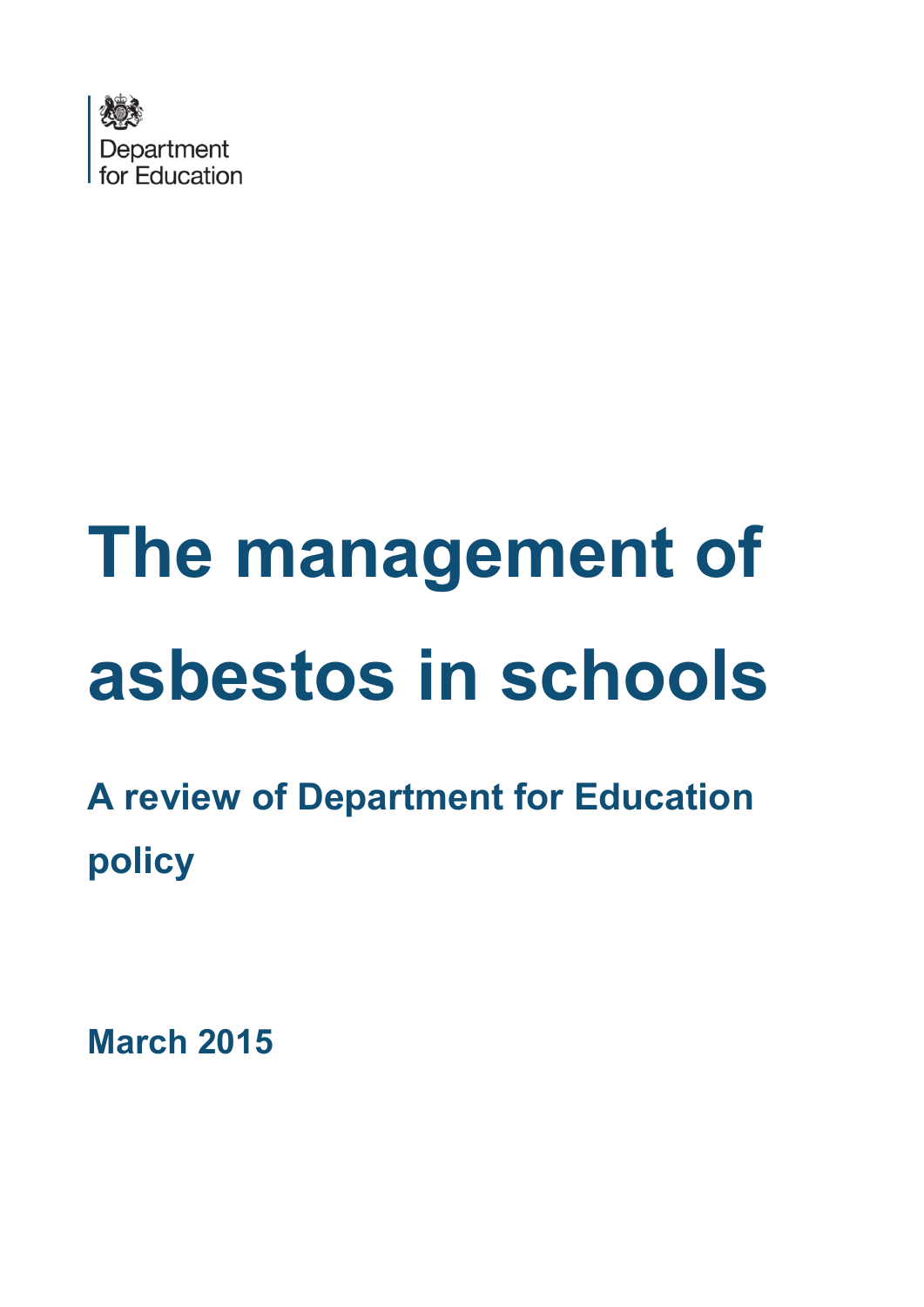Department for Education

# The management of asbestos in schools

## A review of Department for Education policy

**March 2015**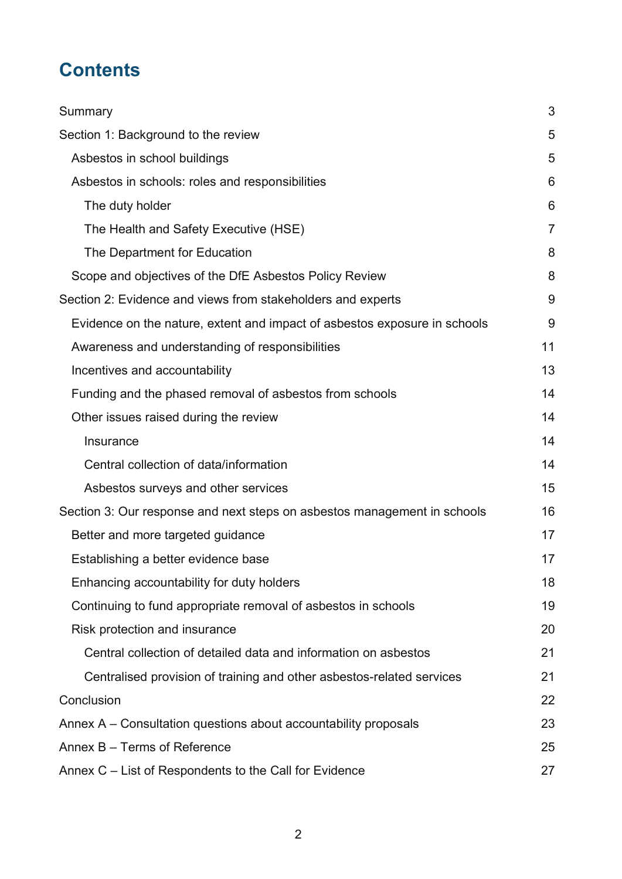# Contents

- Summary 3
- Section 1: Background to the review 5
  - Asbestos in school buildings 5
  - Asbestos in schools: roles and responsibilities 6
    - The duty holder 6
    - The Health and Safety Executive (HSE) 7
    - The Department for Education 8
  - Scope and objectives of the DfE Asbestos Policy Review 8
- Section 2: Evidence and views from stakeholders and experts 9
  - Evidence on the nature, extent and impact of asbestos exposure in schools 9
  - Awareness and understanding of responsibilities 11
  - Incentives and accountability 13
  - Funding and the phased removal of asbestos from schools 14
  - Other issues raised during the review 14
    - Insurance 14
    - Central collection of data/information 14
    - Asbestos surveys and other services 15
- Section 3: Our response and next steps on asbestos management in schools 16
  - Better and more targeted guidance 17
  - Establishing a better evidence base 17
  - Enhancing accountability for duty holders 18
  - Continuing to fund appropriate removal of asbestos in schools 19
  - Risk protection and insurance 20
    - Central collection of detailed data and information on asbestos 21
    - Centralised provision of training and other asbestos-related services 21
- Conclusion 22
- Annex A – Consultation questions about accountability proposals 23
- Annex B – Terms of Reference 25
- Annex C – List of Respondents to the Call for Evidence 27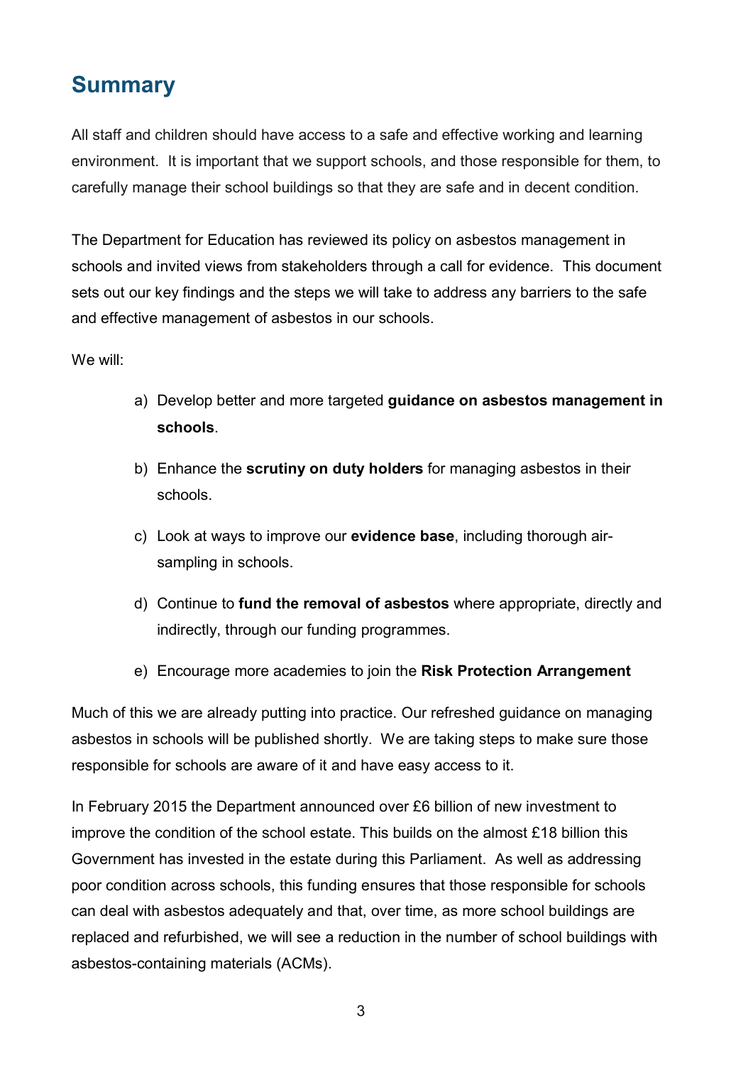## Summary

All staff and children should have access to a safe and effective working and learning environment. It is important that we support schools, and those responsible for them, to carefully manage their school buildings so that they are safe and in decent condition.

The Department for Education has reviewed its policy on asbestos management in schools and invited views from stakeholders through a call for evidence. This document sets out our key findings and the steps we will take to address any barriers to the safe and effective management of asbestos in our schools.

We will:

a) Develop better and more targeted **guidance on asbestos management in schools**.

b) Enhance the **scrutiny on duty holders** for managing asbestos in their schools.

c) Look at ways to improve our **evidence base**, including thorough air-sampling in schools.

d) Continue to **fund the removal of asbestos** where appropriate, directly and indirectly, through our funding programmes.

e) Encourage more academies to join the **Risk Protection Arrangement**

Much of this we are already putting into practice. Our refreshed guidance on managing asbestos in schools will be published shortly. We are taking steps to make sure those responsible for schools are aware of it and have easy access to it.

In February 2015 the Department announced over £6 billion of new investment to improve the condition of the school estate. This builds on the almost £18 billion this Government has invested in the estate during this Parliament. As well as addressing poor condition across schools, this funding ensures that those responsible for schools can deal with asbestos adequately and that, over time, as more school buildings are replaced and refurbished, we will see a reduction in the number of school buildings with asbestos-containing materials (ACMs).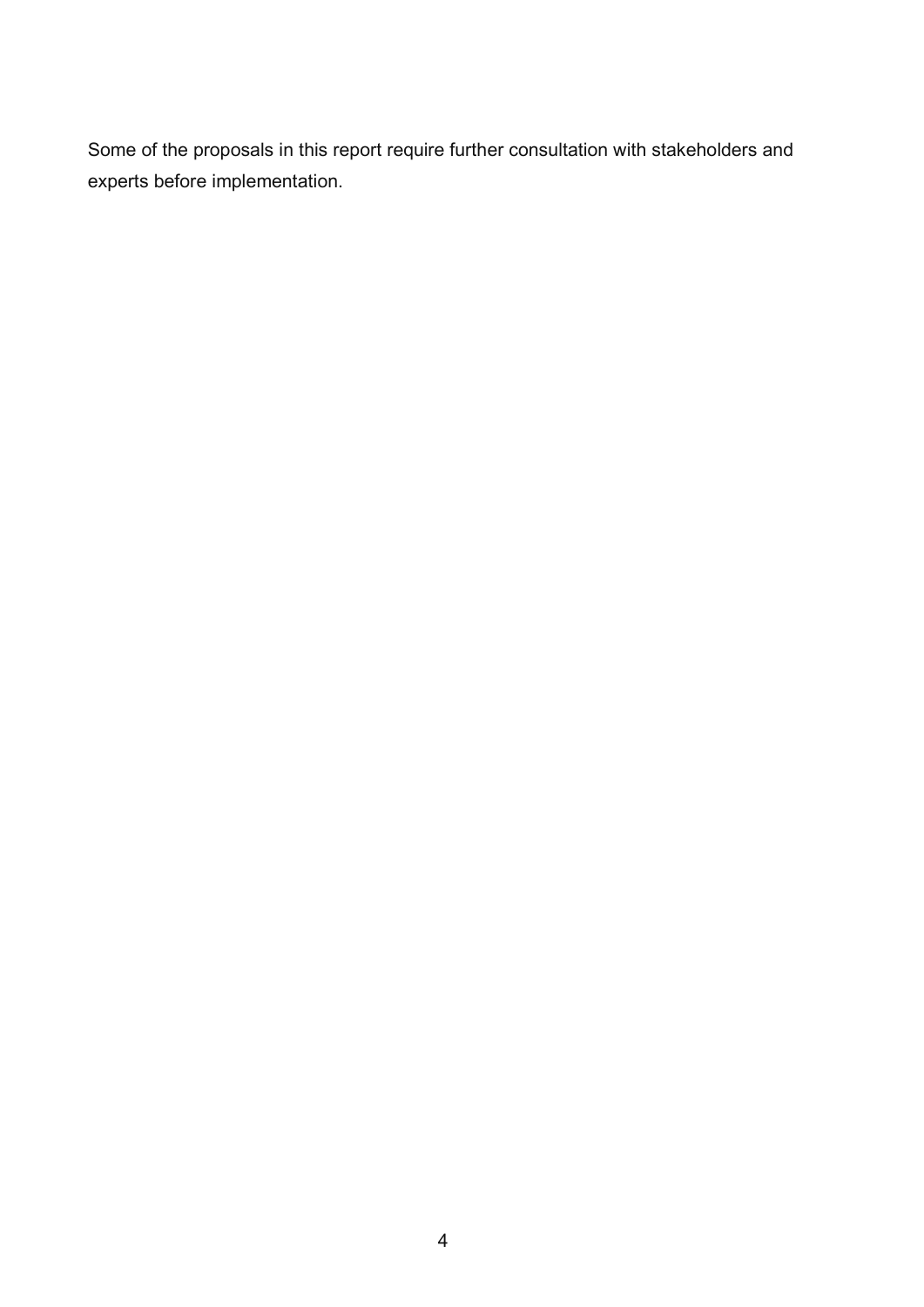Some of the proposals in this report require further consultation with stakeholders and experts before implementation.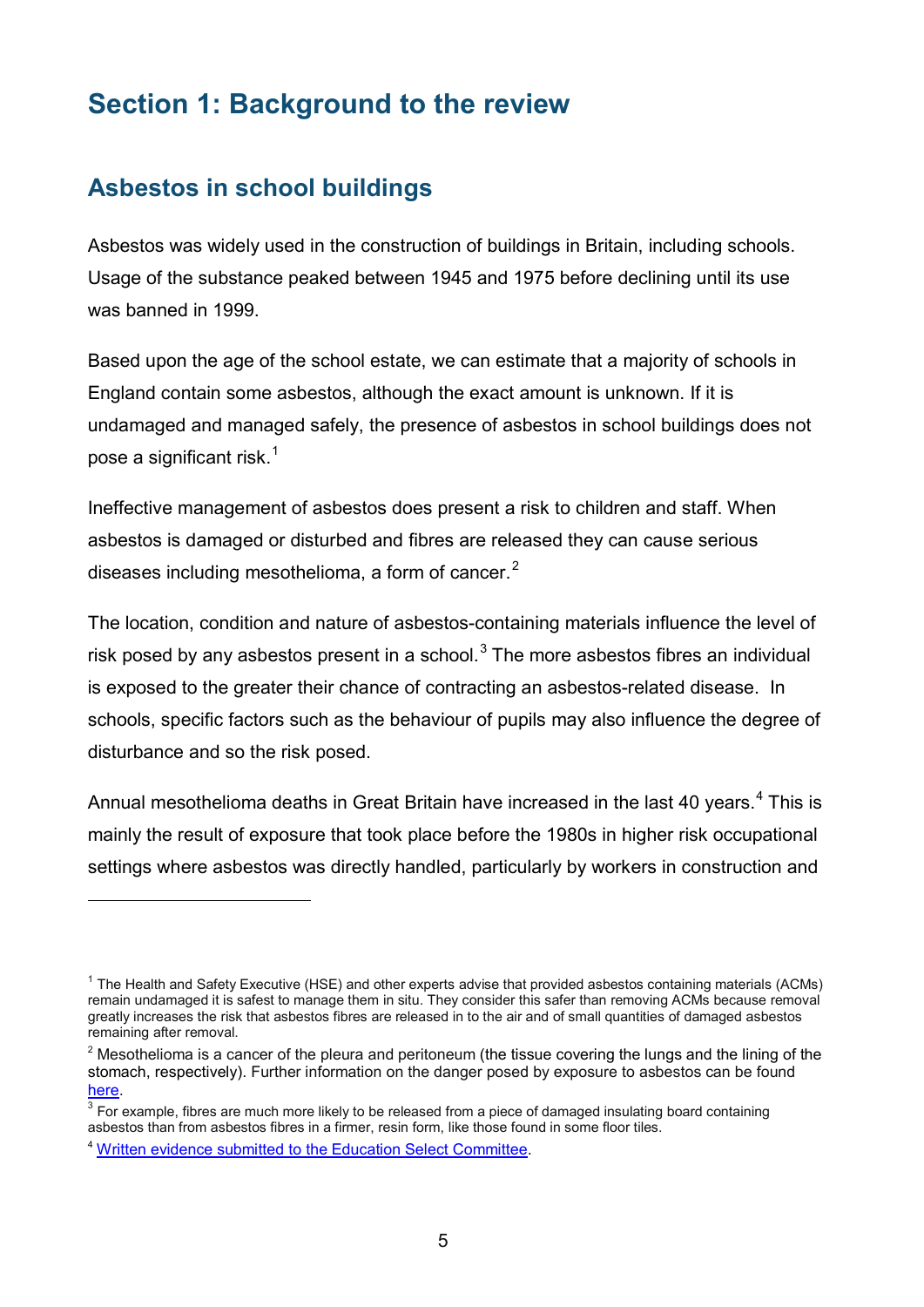# Section 1: Background to the review

## Asbestos in school buildings

Asbestos was widely used in the construction of buildings in Britain, including schools. Usage of the substance peaked between 1945 and 1975 before declining until its use was banned in 1999.

Based upon the age of the school estate, we can estimate that a majority of schools in England contain some asbestos, although the exact amount is unknown. If it is undamaged and managed safely, the presence of asbestos in school buildings does not pose a significant risk.[1]

Ineffective management of asbestos does present a risk to children and staff. When asbestos is damaged or disturbed and fibres are released they can cause serious diseases including mesothelioma, a form of cancer.[2]

The location, condition and nature of asbestos-containing materials influence the level of risk posed by any asbestos present in a school.[3] The more asbestos fibres an individual is exposed to the greater their chance of contracting an asbestos-related disease. In schools, specific factors such as the behaviour of pupils may also influence the degree of disturbance and so the risk posed.

Annual mesothelioma deaths in Great Britain have increased in the last 40 years.[4] This is mainly the result of exposure that took place before the 1980s in higher risk occupational settings where asbestos was directly handled, particularly by workers in construction and

---

[1] The Health and Safety Executive (HSE) and other experts advise that provided asbestos containing materials (ACMs) remain undamaged it is safest to manage them in situ. They consider this safer than removing ACMs because removal greatly increases the risk that asbestos fibres are released in to the air and of small quantities of damaged asbestos remaining after removal.

[2] Mesothelioma is a cancer of the pleura and peritoneum (the tissue covering the lungs and the lining of the stomach, respectively). Further information on the danger posed by exposure to asbestos can be found [here](#).

[3] For example, fibres are much more likely to be released from a piece of damaged insulating board containing asbestos than from asbestos fibres in a firmer, resin form, like those found in some floor tiles.

[4] [Written evidence submitted to the Education Select Committee](#).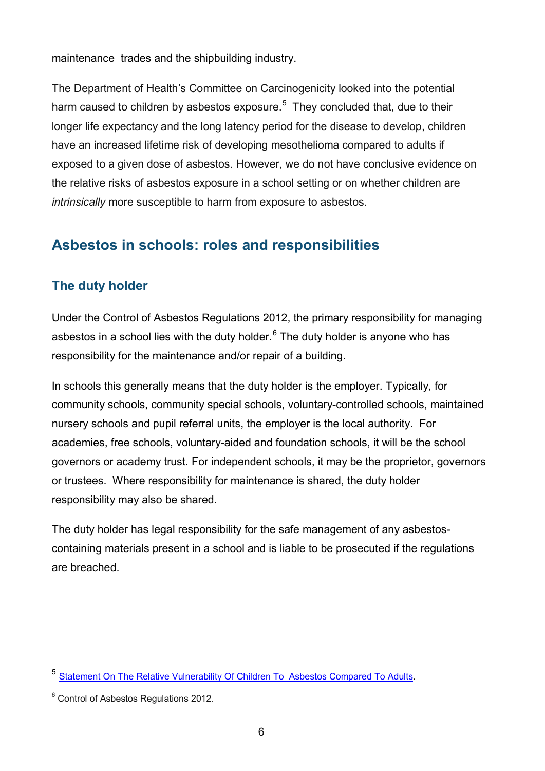maintenance trades and the shipbuilding industry.

The Department of Health's Committee on Carcinogenicity looked into the potential harm caused to children by asbestos exposure.[5] They concluded that, due to their longer life expectancy and the long latency period for the disease to develop, children have an increased lifetime risk of developing mesothelioma compared to adults if exposed to a given dose of asbestos. However, we do not have conclusive evidence on the relative risks of asbestos exposure in a school setting or on whether children are *intrinsically* more susceptible to harm from exposure to asbestos.

## Asbestos in schools: roles and responsibilities

### The duty holder

Under the Control of Asbestos Regulations 2012, the primary responsibility for managing asbestos in a school lies with the duty holder.[6] The duty holder is anyone who has responsibility for the maintenance and/or repair of a building.

In schools this generally means that the duty holder is the employer. Typically, for community schools, community special schools, voluntary-controlled schools, maintained nursery schools and pupil referral units, the employer is the local authority. For academies, free schools, voluntary-aided and foundation schools, it will be the school governors or academy trust. For independent schools, it may be the proprietor, governors or trustees. Where responsibility for maintenance is shared, the duty holder responsibility may also be shared.

The duty holder has legal responsibility for the safe management of any asbestos-containing materials present in a school and is liable to be prosecuted if the regulations are breached.

---

[5] Statement On The Relative Vulnerability Of Children To Asbestos Compared To Adults.

[6] Control of Asbestos Regulations 2012.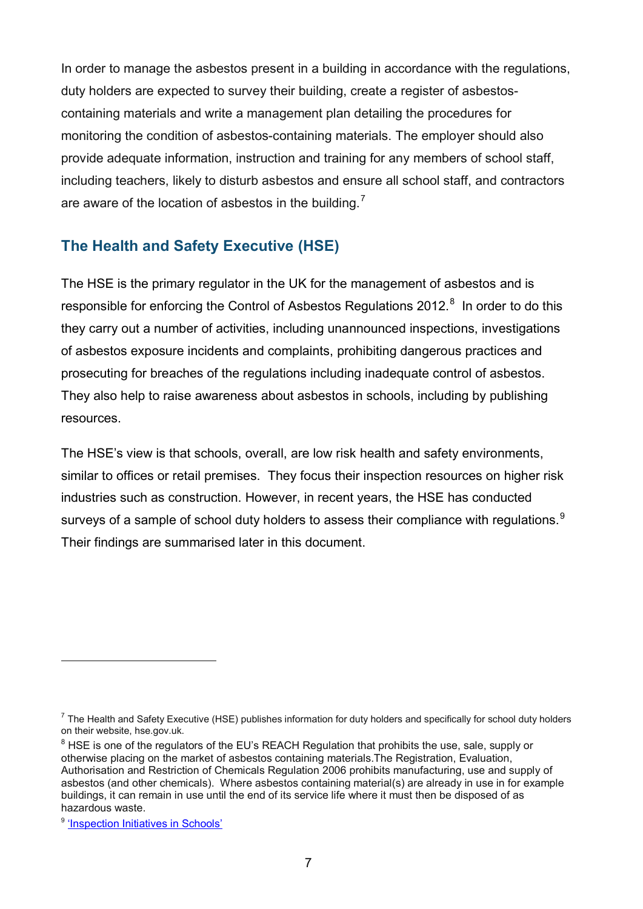In order to manage the asbestos present in a building in accordance with the regulations, duty holders are expected to survey their building, create a register of asbestos-containing materials and write a management plan detailing the procedures for monitoring the condition of asbestos-containing materials. The employer should also provide adequate information, instruction and training for any members of school staff, including teachers, likely to disturb asbestos and ensure all school staff, and contractors are aware of the location of asbestos in the building.[7]

## The Health and Safety Executive (HSE)

The HSE is the primary regulator in the UK for the management of asbestos and is responsible for enforcing the Control of Asbestos Regulations 2012.[8] In order to do this they carry out a number of activities, including unannounced inspections, investigations of asbestos exposure incidents and complaints, prohibiting dangerous practices and prosecuting for breaches of the regulations including inadequate control of asbestos. They also help to raise awareness about asbestos in schools, including by publishing resources.

The HSE's view is that schools, overall, are low risk health and safety environments, similar to offices or retail premises. They focus their inspection resources on higher risk industries such as construction. However, in recent years, the HSE has conducted surveys of a sample of school duty holders to assess their compliance with regulations.[9] Their findings are summarised later in this document.

---

[7] The Health and Safety Executive (HSE) publishes information for duty holders and specifically for school duty holders on their website, hse.gov.uk.

[8] HSE is one of the regulators of the EU's REACH Regulation that prohibits the use, sale, supply or otherwise placing on the market of asbestos containing materials.The Registration, Evaluation, Authorisation and Restriction of Chemicals Regulation 2006 prohibits manufacturing, use and supply of asbestos (and other chemicals). Where asbestos containing material(s) are already in use in for example buildings, it can remain in use until the end of its service life where it must then be disposed of as hazardous waste.

[9] 'Inspection Initiatives in Schools'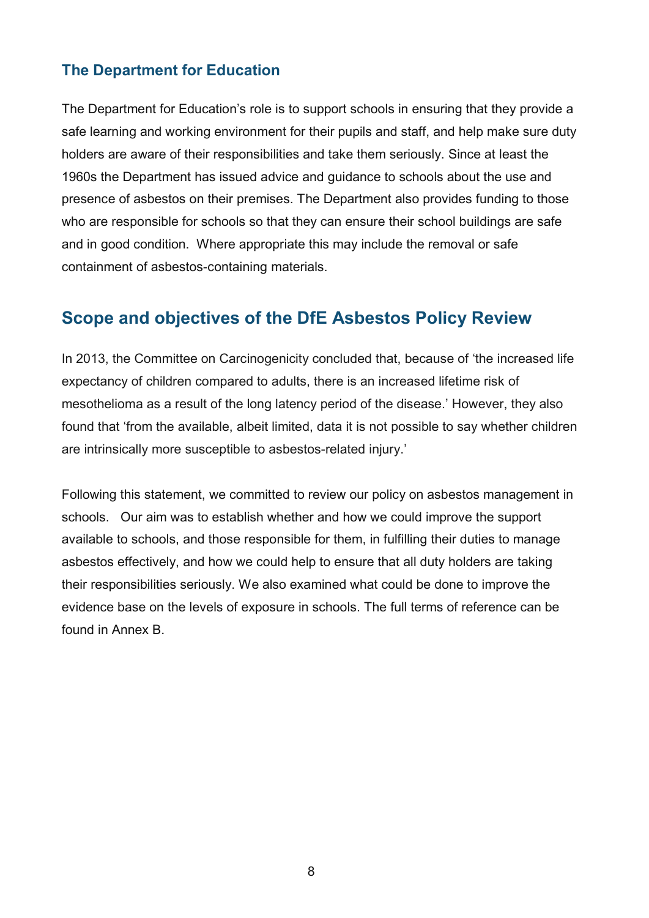### The Department for Education

The Department for Education's role is to support schools in ensuring that they provide a safe learning and working environment for their pupils and staff, and help make sure duty holders are aware of their responsibilities and take them seriously. Since at least the 1960s the Department has issued advice and guidance to schools about the use and presence of asbestos on their premises. The Department also provides funding to those who are responsible for schools so that they can ensure their school buildings are safe and in good condition. Where appropriate this may include the removal or safe containment of asbestos-containing materials.

## Scope and objectives of the DfE Asbestos Policy Review

In 2013, the Committee on Carcinogenicity concluded that, because of 'the increased life expectancy of children compared to adults, there is an increased lifetime risk of mesothelioma as a result of the long latency period of the disease.' However, they also found that 'from the available, albeit limited, data it is not possible to say whether children are intrinsically more susceptible to asbestos-related injury.'

Following this statement, we committed to review our policy on asbestos management in schools. Our aim was to establish whether and how we could improve the support available to schools, and those responsible for them, in fulfilling their duties to manage asbestos effectively, and how we could help to ensure that all duty holders are taking their responsibilities seriously. We also examined what could be done to improve the evidence base on the levels of exposure in schools. The full terms of reference can be found in Annex B.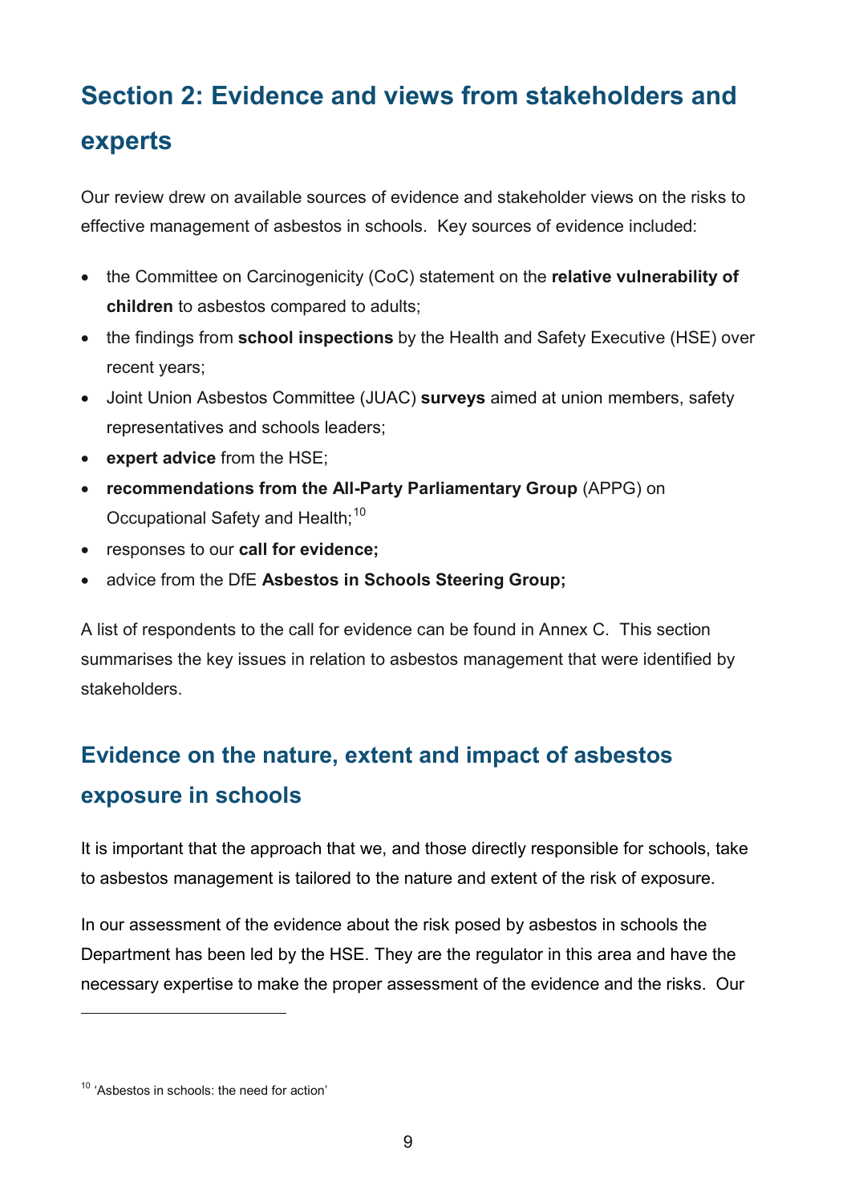# Section 2: Evidence and views from stakeholders and experts

Our review drew on available sources of evidence and stakeholder views on the risks to effective management of asbestos in schools. Key sources of evidence included:

- the Committee on Carcinogenicity (CoC) statement on the **relative vulnerability of children** to asbestos compared to adults;
- the findings from **school inspections** by the Health and Safety Executive (HSE) over recent years;
- Joint Union Asbestos Committee (JUAC) **surveys** aimed at union members, safety representatives and schools leaders;
- **expert advice** from the HSE;
- **recommendations from the All-Party Parliamentary Group** (APPG) on Occupational Safety and Health;[10]
- responses to our **call for evidence;**
- advice from the DfE **Asbestos in Schools Steering Group;**

A list of respondents to the call for evidence can be found in Annex C. This section summarises the key issues in relation to asbestos management that were identified by stakeholders.

## Evidence on the nature, extent and impact of asbestos exposure in schools

It is important that the approach that we, and those directly responsible for schools, take to asbestos management is tailored to the nature and extent of the risk of exposure.

In our assessment of the evidence about the risk posed by asbestos in schools the Department has been led by the HSE. They are the regulator in this area and have the necessary expertise to make the proper assessment of the evidence and the risks. Our

[10] 'Asbestos in schools: the need for action'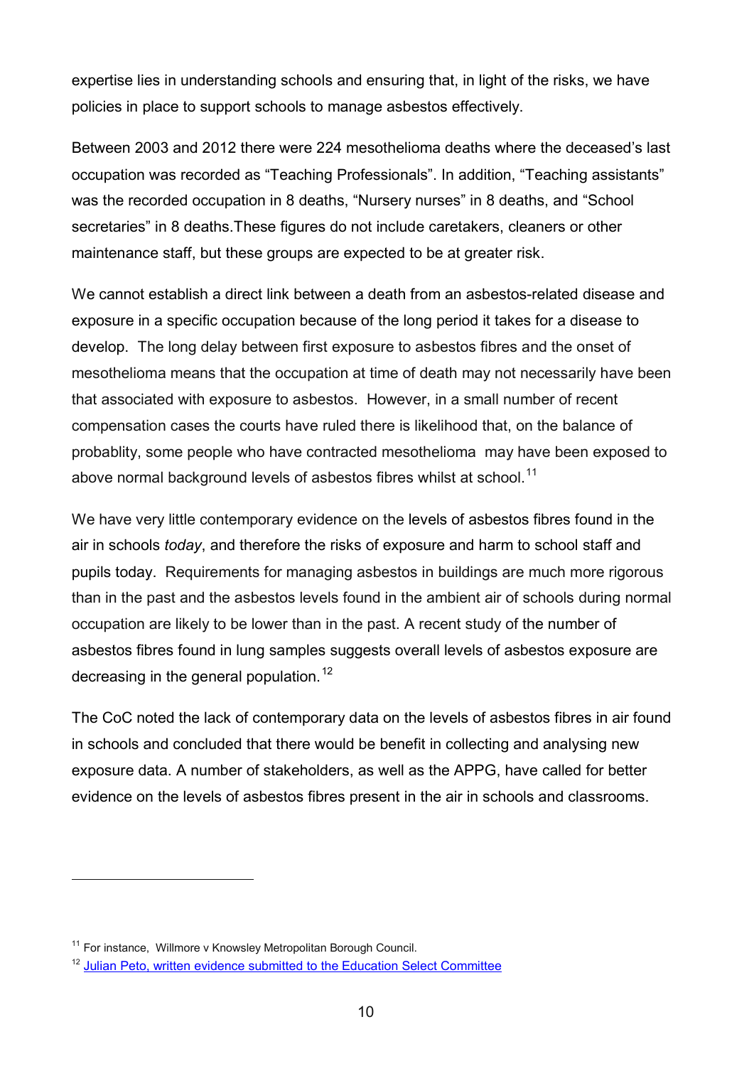expertise lies in understanding schools and ensuring that, in light of the risks, we have policies in place to support schools to manage asbestos effectively.

Between 2003 and 2012 there were 224 mesothelioma deaths where the deceased's last occupation was recorded as "Teaching Professionals". In addition, "Teaching assistants" was the recorded occupation in 8 deaths, "Nursery nurses" in 8 deaths, and "School secretaries" in 8 deaths.These figures do not include caretakers, cleaners or other maintenance staff, but these groups are expected to be at greater risk.

We cannot establish a direct link between a death from an asbestos-related disease and exposure in a specific occupation because of the long period it takes for a disease to develop. The long delay between first exposure to asbestos fibres and the onset of mesothelioma means that the occupation at time of death may not necessarily have been that associated with exposure to asbestos. However, in a small number of recent compensation cases the courts have ruled there is likelihood that, on the balance of probablity, some people who have contracted mesothelioma may have been exposed to above normal background levels of asbestos fibres whilst at school.[11]

We have very little contemporary evidence on the levels of asbestos fibres found in the air in schools *today*, and therefore the risks of exposure and harm to school staff and pupils today. Requirements for managing asbestos in buildings are much more rigorous than in the past and the asbestos levels found in the ambient air of schools during normal occupation are likely to be lower than in the past. A recent study of the number of asbestos fibres found in lung samples suggests overall levels of asbestos exposure are decreasing in the general population.[12]

The CoC noted the lack of contemporary data on the levels of asbestos fibres in air found in schools and concluded that there would be benefit in collecting and analysing new exposure data. A number of stakeholders, as well as the APPG, have called for better evidence on the levels of asbestos fibres present in the air in schools and classrooms.

---

[11] For instance, Willmore v Knowsley Metropolitan Borough Council.

[12] Julian Peto, written evidence submitted to the Education Select Committee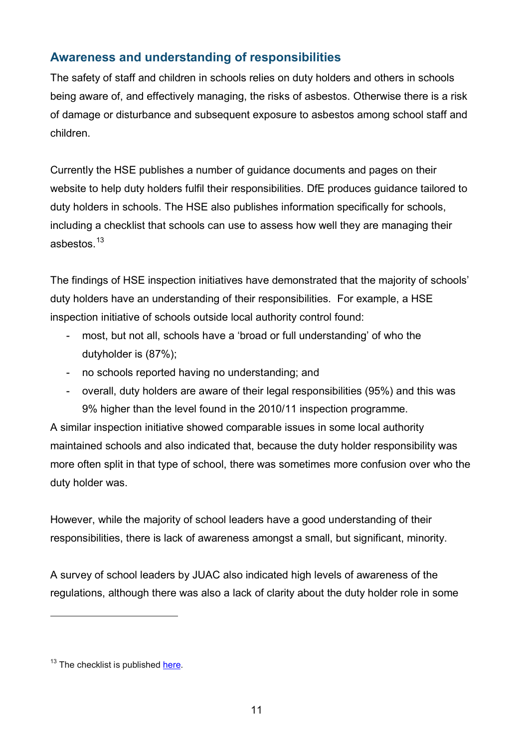## Awareness and understanding of responsibilities

The safety of staff and children in schools relies on duty holders and others in schools being aware of, and effectively managing, the risks of asbestos. Otherwise there is a risk of damage or disturbance and subsequent exposure to asbestos among school staff and children.

Currently the HSE publishes a number of guidance documents and pages on their website to help duty holders fulfil their responsibilities. DfE produces guidance tailored to duty holders in schools. The HSE also publishes information specifically for schools, including a checklist that schools can use to assess how well they are managing their asbestos.[13]

The findings of HSE inspection initiatives have demonstrated that the majority of schools' duty holders have an understanding of their responsibilities. For example, a HSE inspection initiative of schools outside local authority control found:

- most, but not all, schools have a 'broad or full understanding' of who the dutyholder is (87%);
- no schools reported having no understanding; and
- overall, duty holders are aware of their legal responsibilities (95%) and this was 9% higher than the level found in the 2010/11 inspection programme.

A similar inspection initiative showed comparable issues in some local authority maintained schools and also indicated that, because the duty holder responsibility was more often split in that type of school, there was sometimes more confusion over who the duty holder was.

However, while the majority of school leaders have a good understanding of their responsibilities, there is lack of awareness amongst a small, but significant, minority.

A survey of school leaders by JUAC also indicated high levels of awareness of the regulations, although there was also a lack of clarity about the duty holder role in some

[13] The checklist is published here.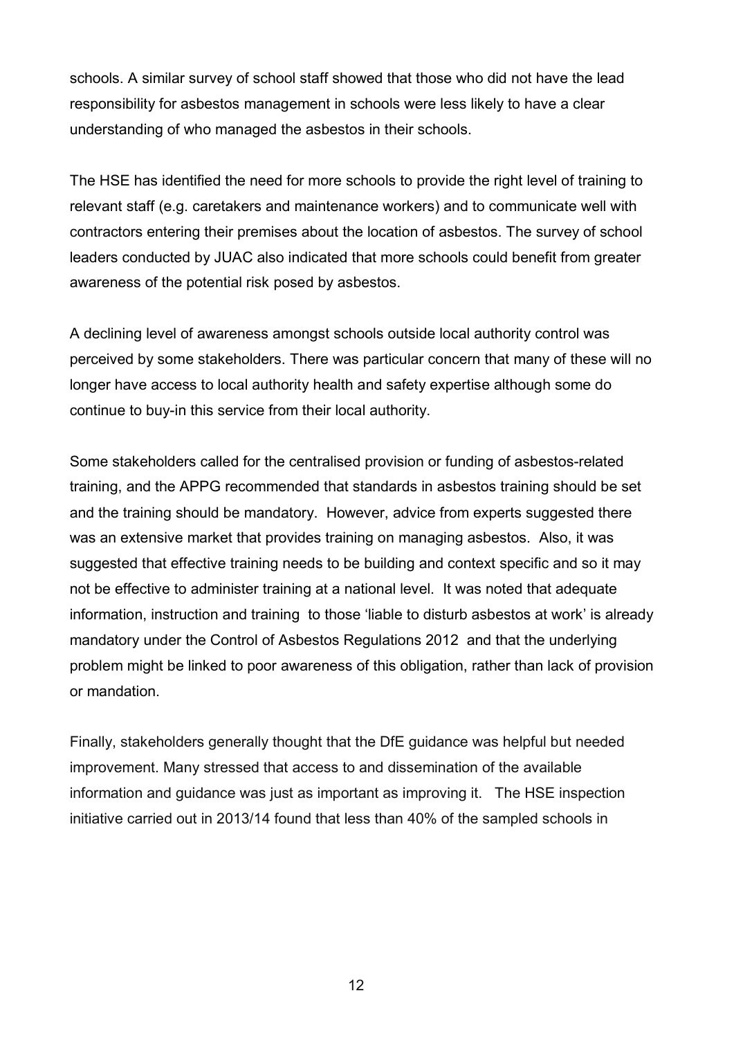schools. A similar survey of school staff showed that those who did not have the lead responsibility for asbestos management in schools were less likely to have a clear understanding of who managed the asbestos in their schools.

The HSE has identified the need for more schools to provide the right level of training to relevant staff (e.g. caretakers and maintenance workers) and to communicate well with contractors entering their premises about the location of asbestos. The survey of school leaders conducted by JUAC also indicated that more schools could benefit from greater awareness of the potential risk posed by asbestos.

A declining level of awareness amongst schools outside local authority control was perceived by some stakeholders. There was particular concern that many of these will no longer have access to local authority health and safety expertise although some do continue to buy-in this service from their local authority.

Some stakeholders called for the centralised provision or funding of asbestos-related training, and the APPG recommended that standards in asbestos training should be set and the training should be mandatory. However, advice from experts suggested there was an extensive market that provides training on managing asbestos. Also, it was suggested that effective training needs to be building and context specific and so it may not be effective to administer training at a national level. It was noted that adequate information, instruction and training to those 'liable to disturb asbestos at work' is already mandatory under the Control of Asbestos Regulations 2012 and that the underlying problem might be linked to poor awareness of this obligation, rather than lack of provision or mandation.

Finally, stakeholders generally thought that the DfE guidance was helpful but needed improvement. Many stressed that access to and dissemination of the available information and guidance was just as important as improving it. The HSE inspection initiative carried out in 2013/14 found that less than 40% of the sampled schools in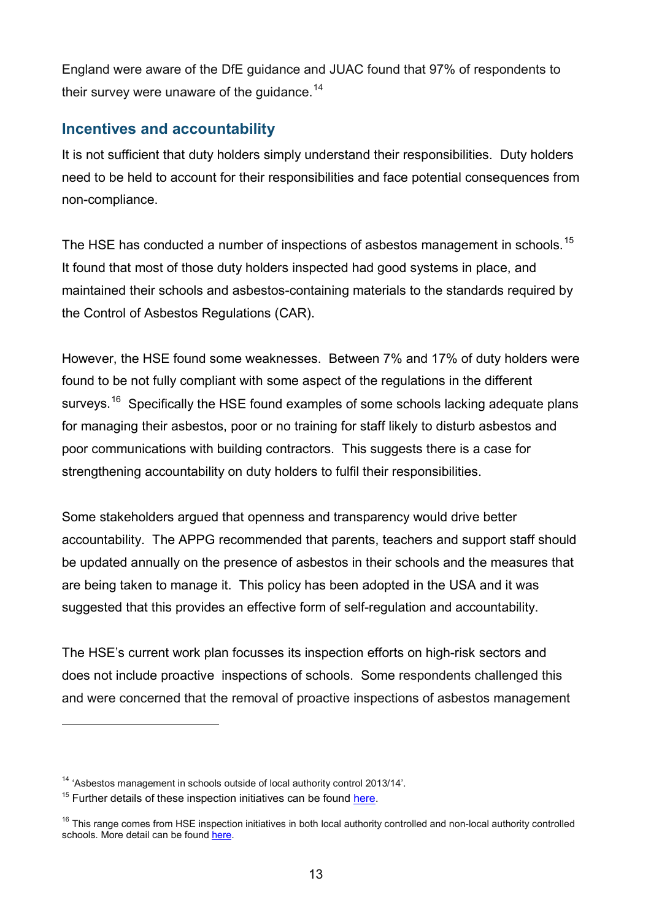England were aware of the DfE guidance and JUAC found that 97% of respondents to their survey were unaware of the guidance.[14]

## Incentives and accountability

It is not sufficient that duty holders simply understand their responsibilities. Duty holders need to be held to account for their responsibilities and face potential consequences from non-compliance.

The HSE has conducted a number of inspections of asbestos management in schools.[15] It found that most of those duty holders inspected had good systems in place, and maintained their schools and asbestos-containing materials to the standards required by the Control of Asbestos Regulations (CAR).

However, the HSE found some weaknesses. Between 7% and 17% of duty holders were found to be not fully compliant with some aspect of the regulations in the different surveys.[16] Specifically the HSE found examples of some schools lacking adequate plans for managing their asbestos, poor or no training for staff likely to disturb asbestos and poor communications with building contractors. This suggests there is a case for strengthening accountability on duty holders to fulfil their responsibilities.

Some stakeholders argued that openness and transparency would drive better accountability. The APPG recommended that parents, teachers and support staff should be updated annually on the presence of asbestos in their schools and the measures that are being taken to manage it. This policy has been adopted in the USA and it was suggested that this provides an effective form of self-regulation and accountability.

The HSE's current work plan focusses its inspection efforts on high-risk sectors and does not include proactive inspections of schools. Some respondents challenged this and were concerned that the removal of proactive inspections of asbestos management

---

[14] 'Asbestos management in schools outside of local authority control 2013/14'.

[15] Further details of these inspection initiatives can be found here.

[16] This range comes from HSE inspection initiatives in both local authority controlled and non-local authority controlled schools. More detail can be found here.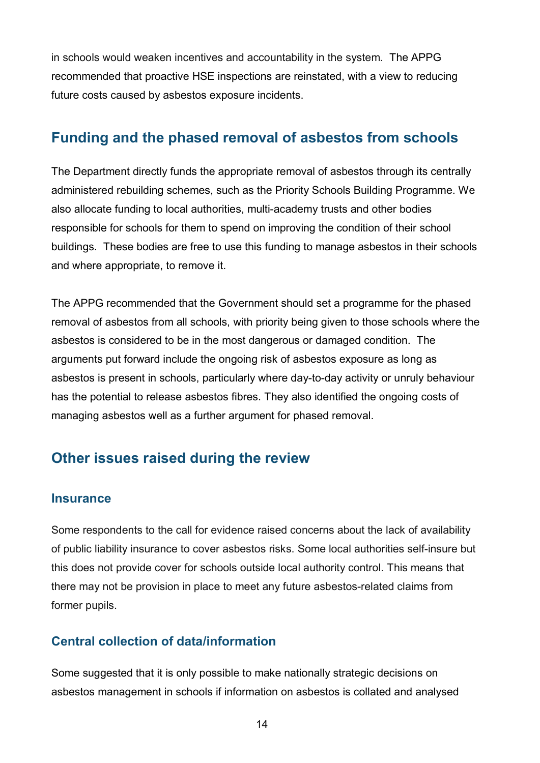in schools would weaken incentives and accountability in the system. The APPG recommended that proactive HSE inspections are reinstated, with a view to reducing future costs caused by asbestos exposure incidents.

## Funding and the phased removal of asbestos from schools

The Department directly funds the appropriate removal of asbestos through its centrally administered rebuilding schemes, such as the Priority Schools Building Programme. We also allocate funding to local authorities, multi-academy trusts and other bodies responsible for schools for them to spend on improving the condition of their school buildings. These bodies are free to use this funding to manage asbestos in their schools and where appropriate, to remove it.

The APPG recommended that the Government should set a programme for the phased removal of asbestos from all schools, with priority being given to those schools where the asbestos is considered to be in the most dangerous or damaged condition. The arguments put forward include the ongoing risk of asbestos exposure as long as asbestos is present in schools, particularly where day-to-day activity or unruly behaviour has the potential to release asbestos fibres. They also identified the ongoing costs of managing asbestos well as a further argument for phased removal.

## Other issues raised during the review

### Insurance

Some respondents to the call for evidence raised concerns about the lack of availability of public liability insurance to cover asbestos risks. Some local authorities self-insure but this does not provide cover for schools outside local authority control. This means that there may not be provision in place to meet any future asbestos-related claims from former pupils.

### Central collection of data/information

Some suggested that it is only possible to make nationally strategic decisions on asbestos management in schools if information on asbestos is collated and analysed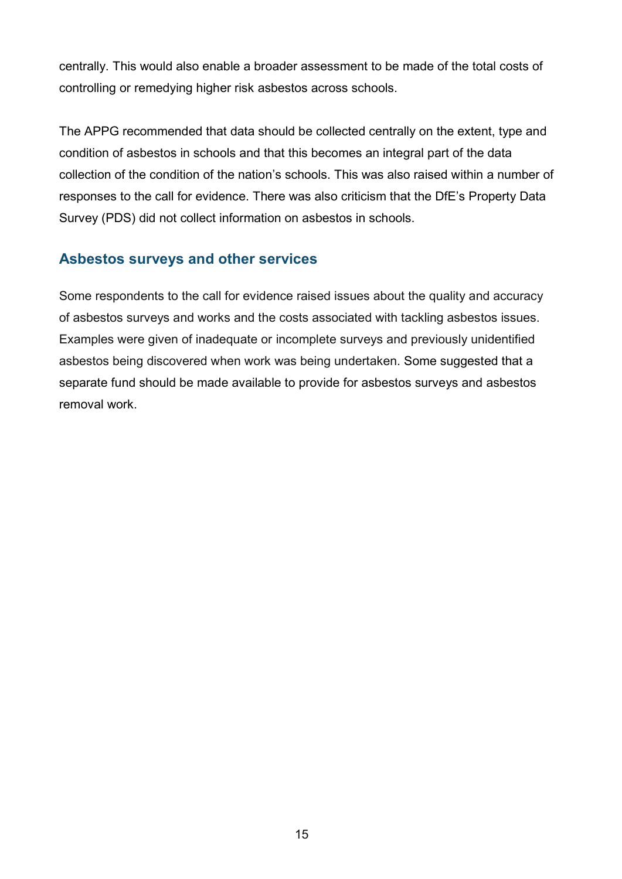centrally. This would also enable a broader assessment to be made of the total costs of controlling or remedying higher risk asbestos across schools.

The APPG recommended that data should be collected centrally on the extent, type and condition of asbestos in schools and that this becomes an integral part of the data collection of the condition of the nation's schools. This was also raised within a number of responses to the call for evidence. There was also criticism that the DfE's Property Data Survey (PDS) did not collect information on asbestos in schools.

## Asbestos surveys and other services

Some respondents to the call for evidence raised issues about the quality and accuracy of asbestos surveys and works and the costs associated with tackling asbestos issues. Examples were given of inadequate or incomplete surveys and previously unidentified asbestos being discovered when work was being undertaken. Some suggested that a separate fund should be made available to provide for asbestos surveys and asbestos removal work.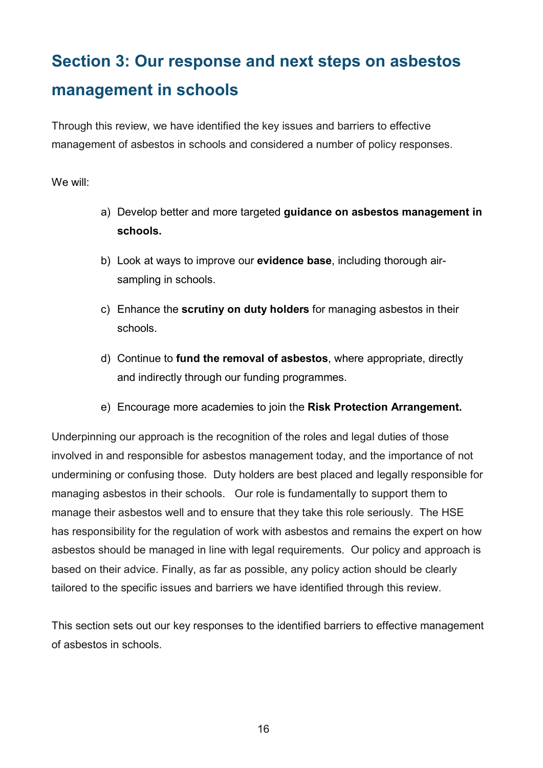## Section 3: Our response and next steps on asbestos management in schools

Through this review, we have identified the key issues and barriers to effective management of asbestos in schools and considered a number of policy responses.

We will:

a) Develop better and more targeted **guidance on asbestos management in schools.**

b) Look at ways to improve our **evidence base**, including thorough air-sampling in schools.

c) Enhance the **scrutiny on duty holders** for managing asbestos in their schools.

d) Continue to **fund the removal of asbestos**, where appropriate, directly and indirectly through our funding programmes.

e) Encourage more academies to join the **Risk Protection Arrangement.**

Underpinning our approach is the recognition of the roles and legal duties of those involved in and responsible for asbestos management today, and the importance of not undermining or confusing those. Duty holders are best placed and legally responsible for managing asbestos in their schools. Our role is fundamentally to support them to manage their asbestos well and to ensure that they take this role seriously. The HSE has responsibility for the regulation of work with asbestos and remains the expert on how asbestos should be managed in line with legal requirements. Our policy and approach is based on their advice. Finally, as far as possible, any policy action should be clearly tailored to the specific issues and barriers we have identified through this review.

This section sets out our key responses to the identified barriers to effective management of asbestos in schools.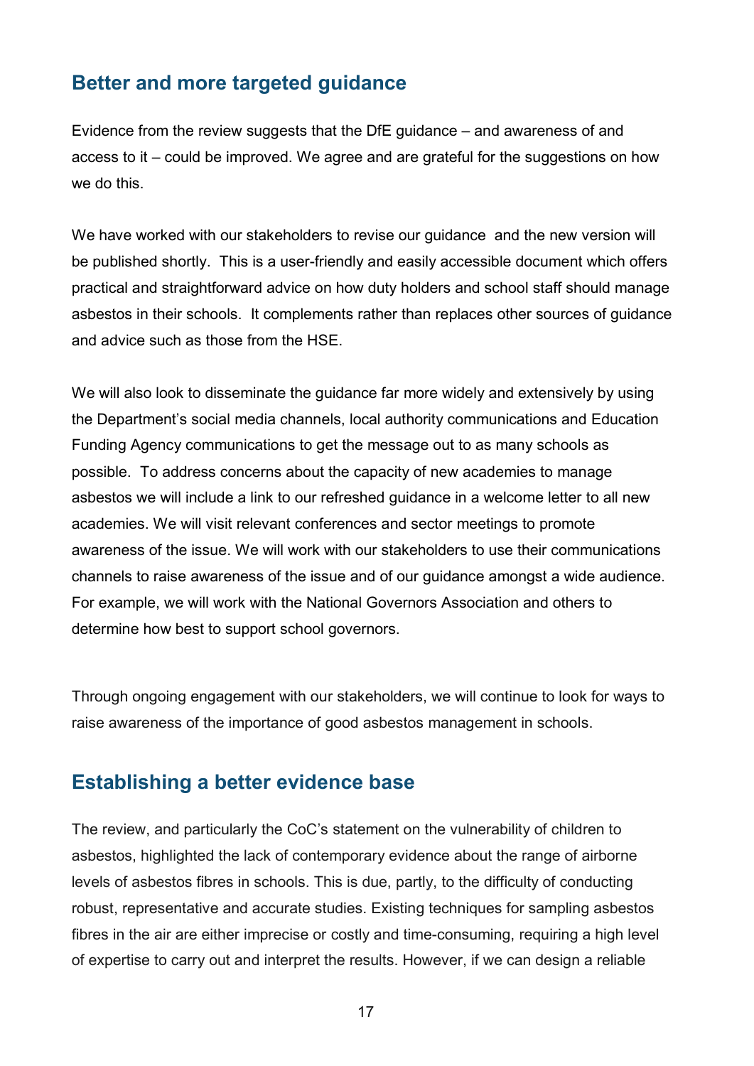## Better and more targeted guidance

Evidence from the review suggests that the DfE guidance – and awareness of and access to it – could be improved. We agree and are grateful for the suggestions on how we do this.

We have worked with our stakeholders to revise our guidance and the new version will be published shortly. This is a user-friendly and easily accessible document which offers practical and straightforward advice on how duty holders and school staff should manage asbestos in their schools. It complements rather than replaces other sources of guidance and advice such as those from the HSE.

We will also look to disseminate the guidance far more widely and extensively by using the Department's social media channels, local authority communications and Education Funding Agency communications to get the message out to as many schools as possible. To address concerns about the capacity of new academies to manage asbestos we will include a link to our refreshed guidance in a welcome letter to all new academies. We will visit relevant conferences and sector meetings to promote awareness of the issue. We will work with our stakeholders to use their communications channels to raise awareness of the issue and of our guidance amongst a wide audience. For example, we will work with the National Governors Association and others to determine how best to support school governors.

Through ongoing engagement with our stakeholders, we will continue to look for ways to raise awareness of the importance of good asbestos management in schools.

## Establishing a better evidence base

The review, and particularly the CoC's statement on the vulnerability of children to asbestos, highlighted the lack of contemporary evidence about the range of airborne levels of asbestos fibres in schools. This is due, partly, to the difficulty of conducting robust, representative and accurate studies. Existing techniques for sampling asbestos fibres in the air are either imprecise or costly and time-consuming, requiring a high level of expertise to carry out and interpret the results. However, if we can design a reliable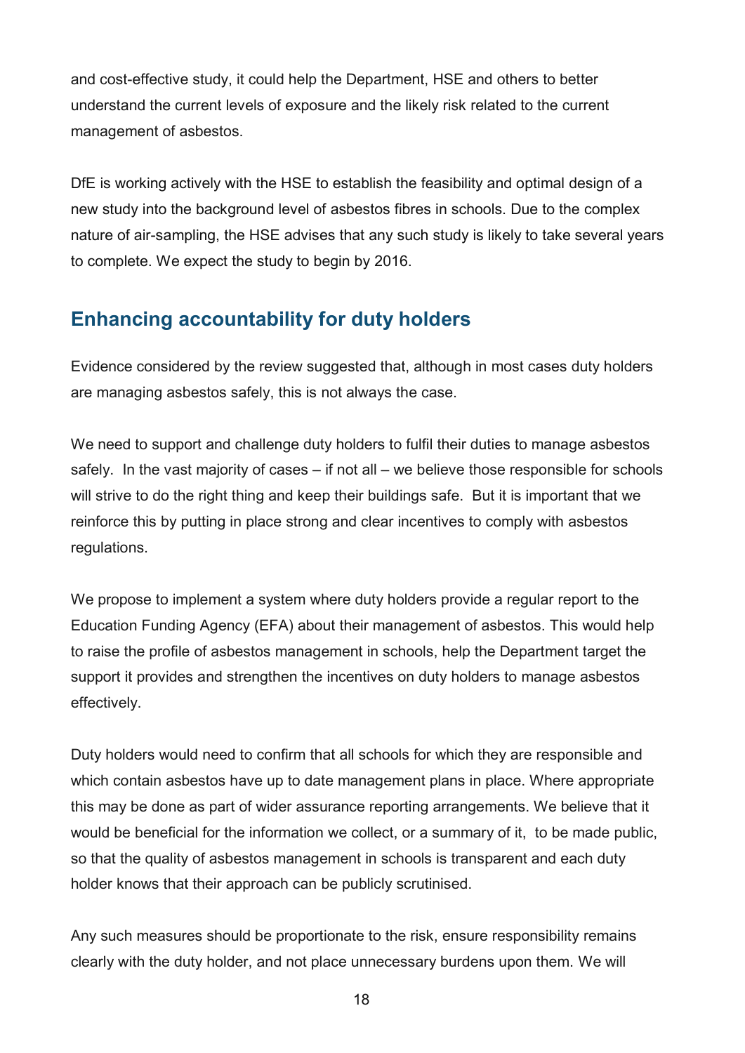and cost-effective study, it could help the Department, HSE and others to better understand the current levels of exposure and the likely risk related to the current management of asbestos.

DfE is working actively with the HSE to establish the feasibility and optimal design of a new study into the background level of asbestos fibres in schools. Due to the complex nature of air-sampling, the HSE advises that any such study is likely to take several years to complete. We expect the study to begin by 2016.

## Enhancing accountability for duty holders

Evidence considered by the review suggested that, although in most cases duty holders are managing asbestos safely, this is not always the case.

We need to support and challenge duty holders to fulfil their duties to manage asbestos safely. In the vast majority of cases – if not all – we believe those responsible for schools will strive to do the right thing and keep their buildings safe. But it is important that we reinforce this by putting in place strong and clear incentives to comply with asbestos regulations.

We propose to implement a system where duty holders provide a regular report to the Education Funding Agency (EFA) about their management of asbestos. This would help to raise the profile of asbestos management in schools, help the Department target the support it provides and strengthen the incentives on duty holders to manage asbestos effectively.

Duty holders would need to confirm that all schools for which they are responsible and which contain asbestos have up to date management plans in place. Where appropriate this may be done as part of wider assurance reporting arrangements. We believe that it would be beneficial for the information we collect, or a summary of it, to be made public, so that the quality of asbestos management in schools is transparent and each duty holder knows that their approach can be publicly scrutinised.

Any such measures should be proportionate to the risk, ensure responsibility remains clearly with the duty holder, and not place unnecessary burdens upon them. We will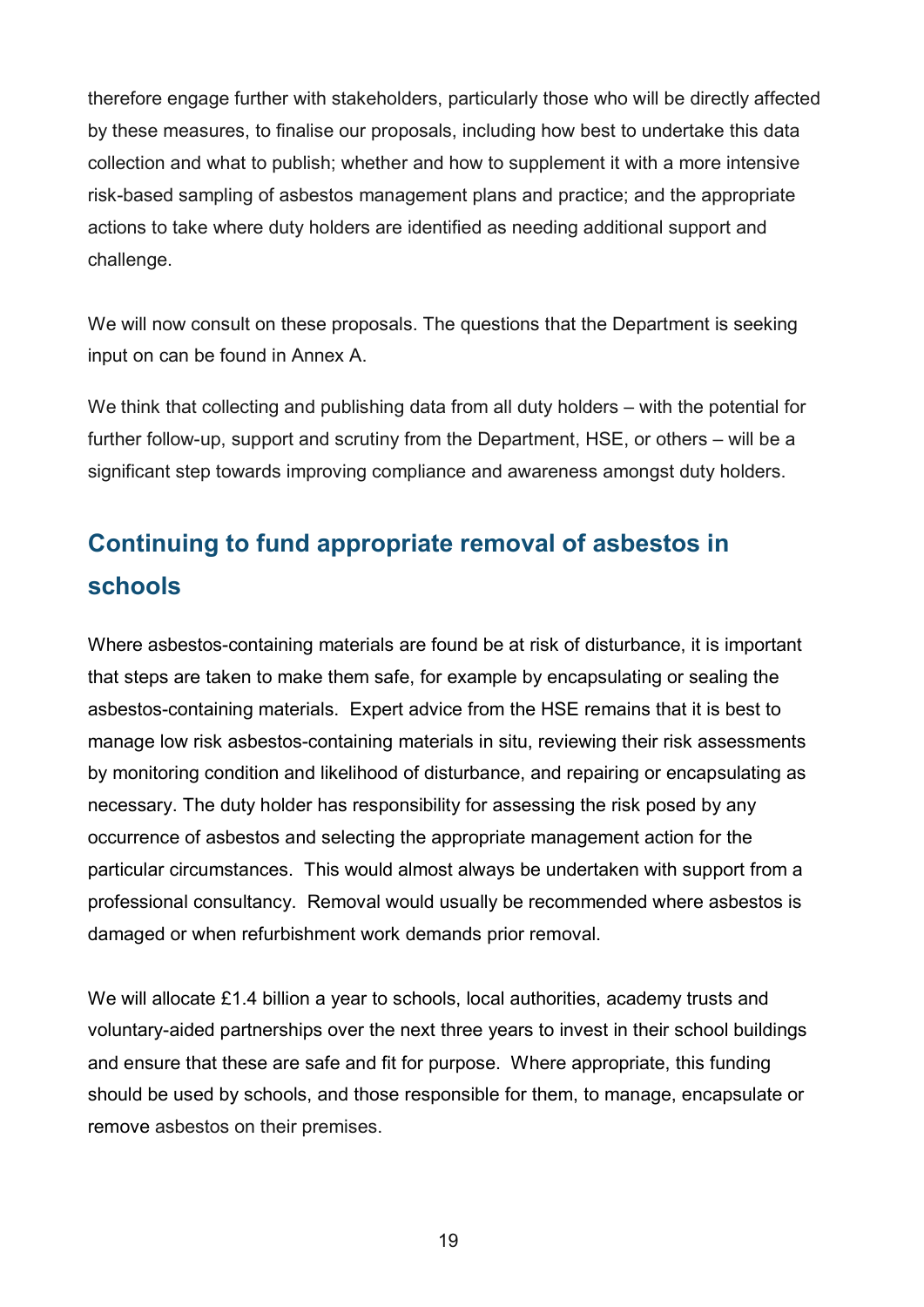therefore engage further with stakeholders, particularly those who will be directly affected by these measures, to finalise our proposals, including how best to undertake this data collection and what to publish; whether and how to supplement it with a more intensive risk-based sampling of asbestos management plans and practice; and the appropriate actions to take where duty holders are identified as needing additional support and challenge.

We will now consult on these proposals. The questions that the Department is seeking input on can be found in Annex A.

We think that collecting and publishing data from all duty holders – with the potential for further follow-up, support and scrutiny from the Department, HSE, or others – will be a significant step towards improving compliance and awareness amongst duty holders.

## Continuing to fund appropriate removal of asbestos in schools

Where asbestos-containing materials are found be at risk of disturbance, it is important that steps are taken to make them safe, for example by encapsulating or sealing the asbestos-containing materials. Expert advice from the HSE remains that it is best to manage low risk asbestos-containing materials in situ, reviewing their risk assessments by monitoring condition and likelihood of disturbance, and repairing or encapsulating as necessary. The duty holder has responsibility for assessing the risk posed by any occurrence of asbestos and selecting the appropriate management action for the particular circumstances. This would almost always be undertaken with support from a professional consultancy. Removal would usually be recommended where asbestos is damaged or when refurbishment work demands prior removal.

We will allocate £1.4 billion a year to schools, local authorities, academy trusts and voluntary-aided partnerships over the next three years to invest in their school buildings and ensure that these are safe and fit for purpose. Where appropriate, this funding should be used by schools, and those responsible for them, to manage, encapsulate or remove asbestos on their premises.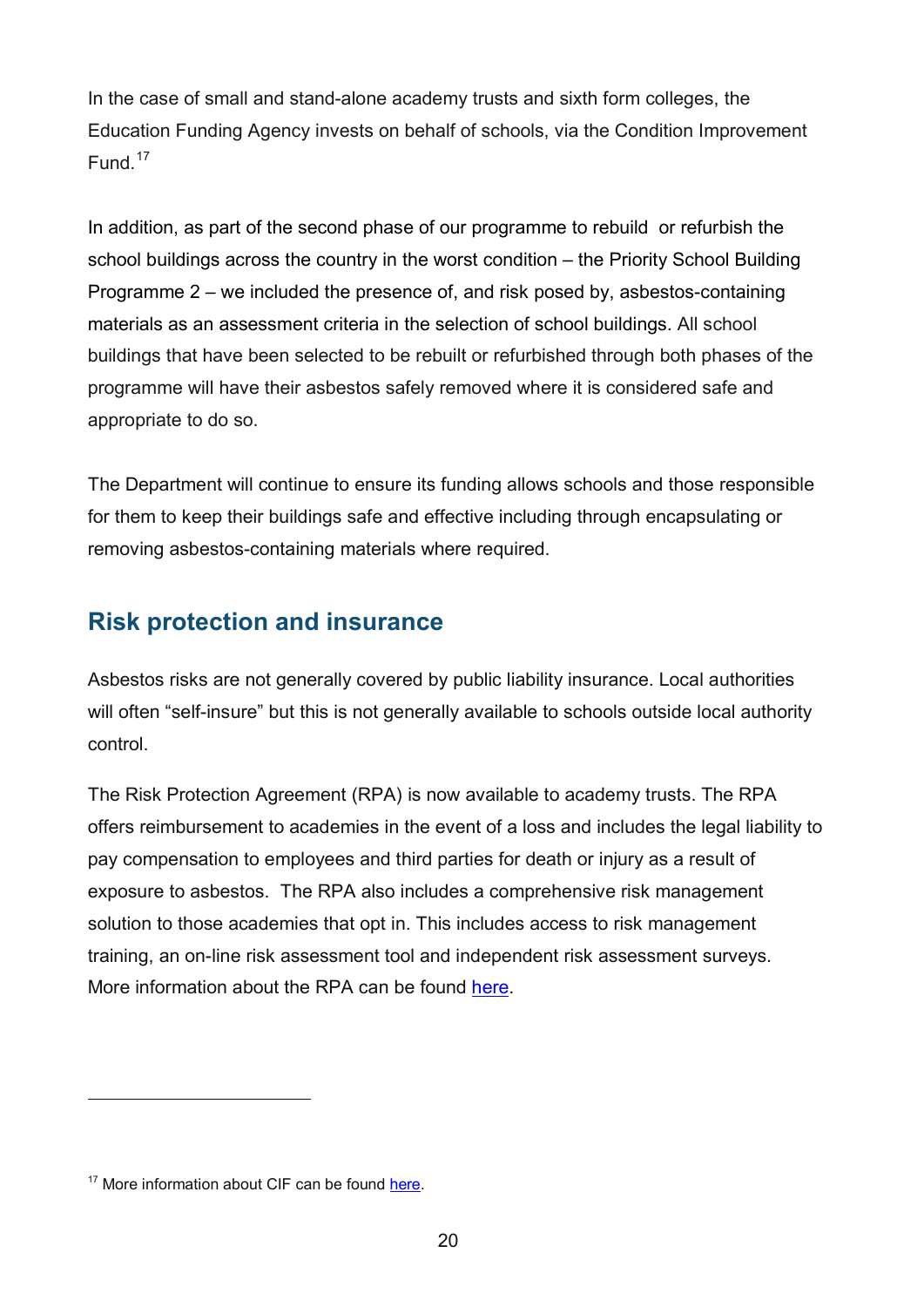In the case of small and stand-alone academy trusts and sixth form colleges, the Education Funding Agency invests on behalf of schools, via the Condition Improvement Fund.[17]

In addition, as part of the second phase of our programme to rebuild  or refurbish the school buildings across the country in the worst condition – the Priority School Building Programme 2 – we included the presence of, and risk posed by, asbestos-containing materials as an assessment criteria in the selection of school buildings. All school buildings that have been selected to be rebuilt or refurbished through both phases of the programme will have their asbestos safely removed where it is considered safe and appropriate to do so.

The Department will continue to ensure its funding allows schools and those responsible for them to keep their buildings safe and effective including through encapsulating or removing asbestos-containing materials where required.

## Risk protection and insurance

Asbestos risks are not generally covered by public liability insurance. Local authorities will often "self-insure" but this is not generally available to schools outside local authority control.

The Risk Protection Agreement (RPA) is now available to academy trusts. The RPA offers reimbursement to academies in the event of a loss and includes the legal liability to pay compensation to employees and third parties for death or injury as a result of exposure to asbestos.  The RPA also includes a comprehensive risk management solution to those academies that opt in. This includes access to risk management training, an on-line risk assessment tool and independent risk assessment surveys. More information about the RPA can be found here.

---

[17] More information about CIF can be found here.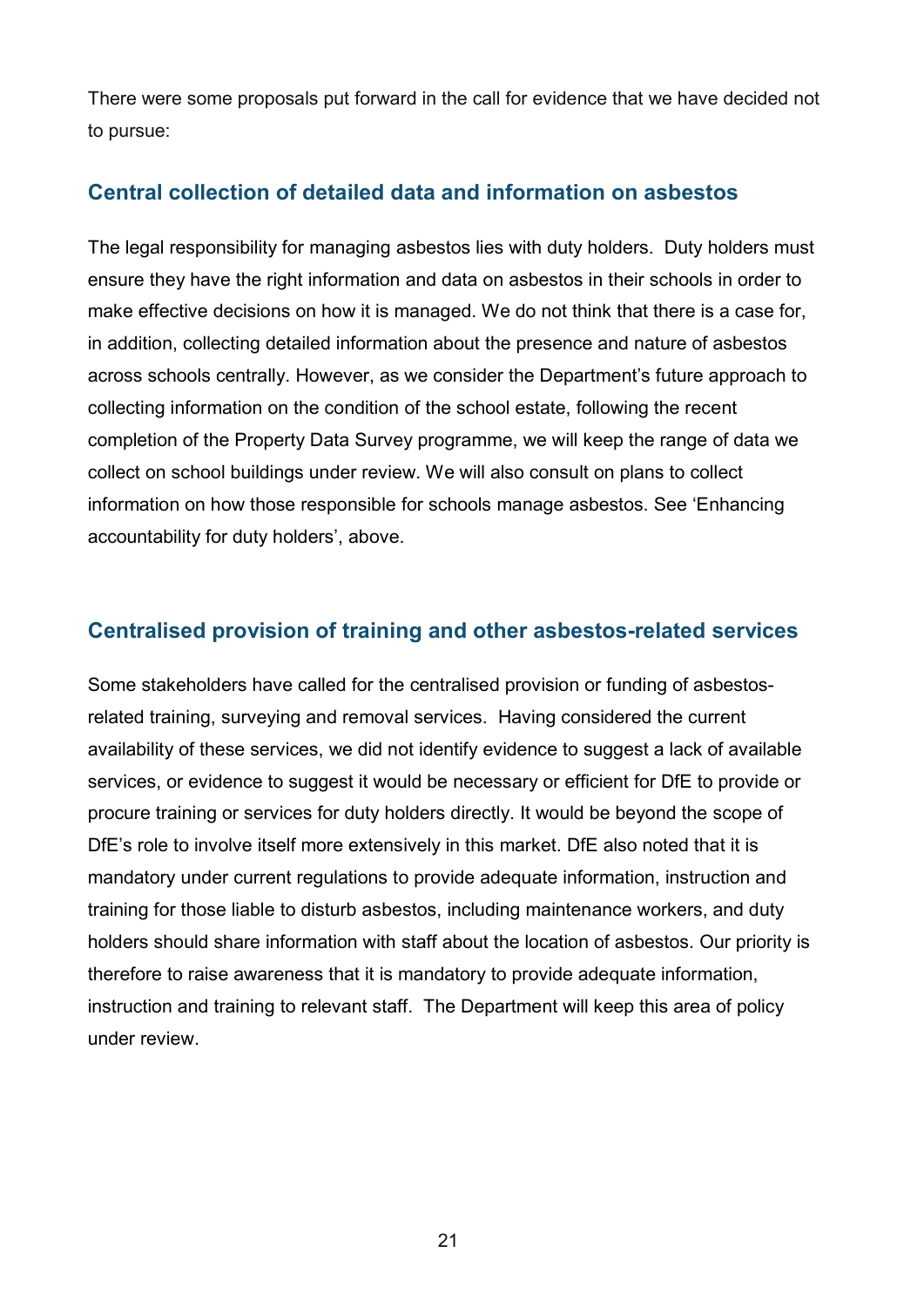There were some proposals put forward in the call for evidence that we have decided not to pursue:

### Central collection of detailed data and information on asbestos

The legal responsibility for managing asbestos lies with duty holders. Duty holders must ensure they have the right information and data on asbestos in their schools in order to make effective decisions on how it is managed. We do not think that there is a case for, in addition, collecting detailed information about the presence and nature of asbestos across schools centrally. However, as we consider the Department's future approach to collecting information on the condition of the school estate, following the recent completion of the Property Data Survey programme, we will keep the range of data we collect on school buildings under review. We will also consult on plans to collect information on how those responsible for schools manage asbestos. See 'Enhancing accountability for duty holders', above.

### Centralised provision of training and other asbestos-related services

Some stakeholders have called for the centralised provision or funding of asbestos-related training, surveying and removal services. Having considered the current availability of these services, we did not identify evidence to suggest a lack of available services, or evidence to suggest it would be necessary or efficient for DfE to provide or procure training or services for duty holders directly. It would be beyond the scope of DfE's role to involve itself more extensively in this market. DfE also noted that it is mandatory under current regulations to provide adequate information, instruction and training for those liable to disturb asbestos, including maintenance workers, and duty holders should share information with staff about the location of asbestos. Our priority is therefore to raise awareness that it is mandatory to provide adequate information, instruction and training to relevant staff. The Department will keep this area of policy under review.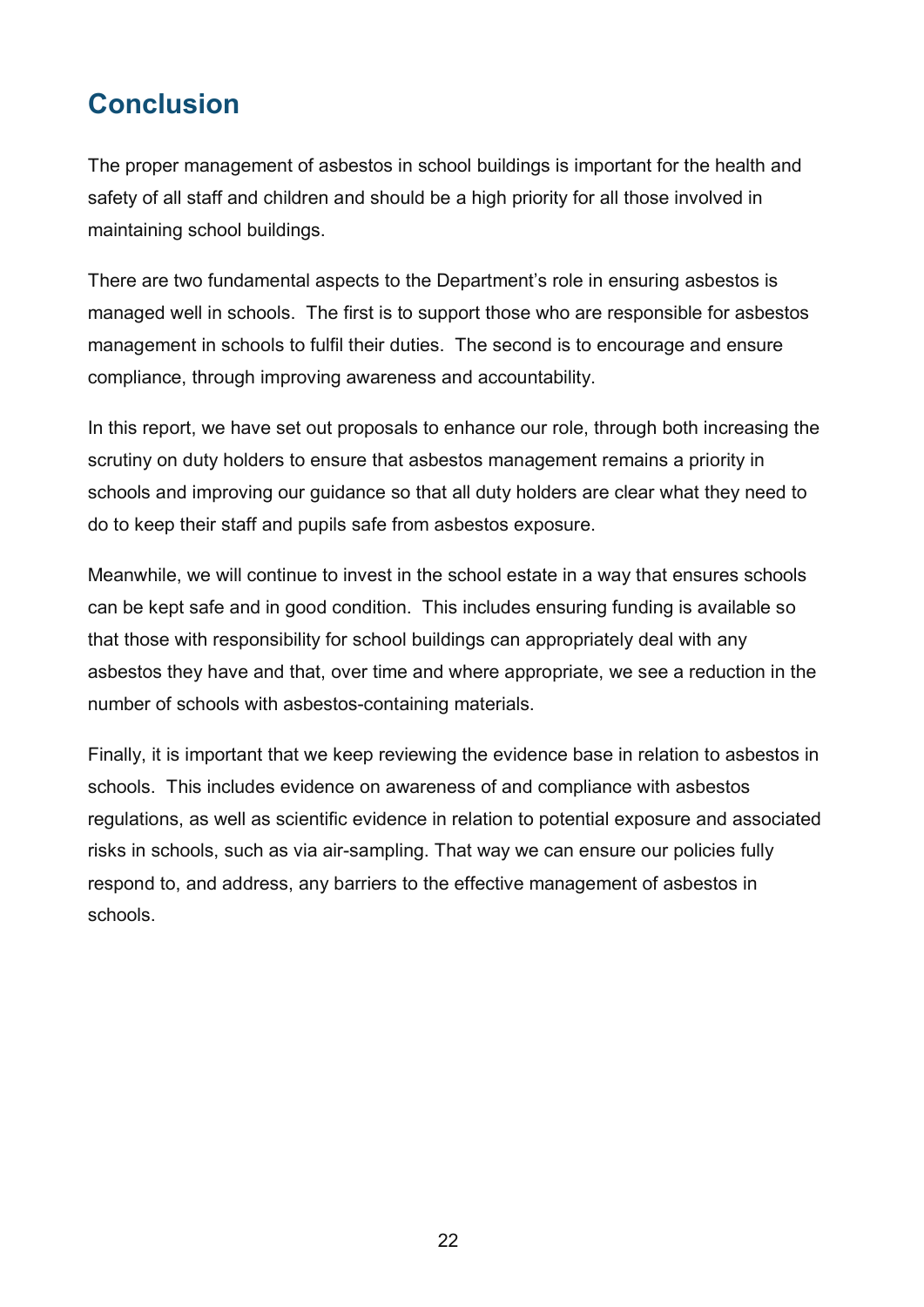## Conclusion

The proper management of asbestos in school buildings is important for the health and safety of all staff and children and should be a high priority for all those involved in maintaining school buildings.

There are two fundamental aspects to the Department's role in ensuring asbestos is managed well in schools. The first is to support those who are responsible for asbestos management in schools to fulfil their duties. The second is to encourage and ensure compliance, through improving awareness and accountability.

In this report, we have set out proposals to enhance our role, through both increasing the scrutiny on duty holders to ensure that asbestos management remains a priority in schools and improving our guidance so that all duty holders are clear what they need to do to keep their staff and pupils safe from asbestos exposure.

Meanwhile, we will continue to invest in the school estate in a way that ensures schools can be kept safe and in good condition. This includes ensuring funding is available so that those with responsibility for school buildings can appropriately deal with any asbestos they have and that, over time and where appropriate, we see a reduction in the number of schools with asbestos-containing materials.

Finally, it is important that we keep reviewing the evidence base in relation to asbestos in schools. This includes evidence on awareness of and compliance with asbestos regulations, as well as scientific evidence in relation to potential exposure and associated risks in schools, such as via air-sampling. That way we can ensure our policies fully respond to, and address, any barriers to the effective management of asbestos in schools.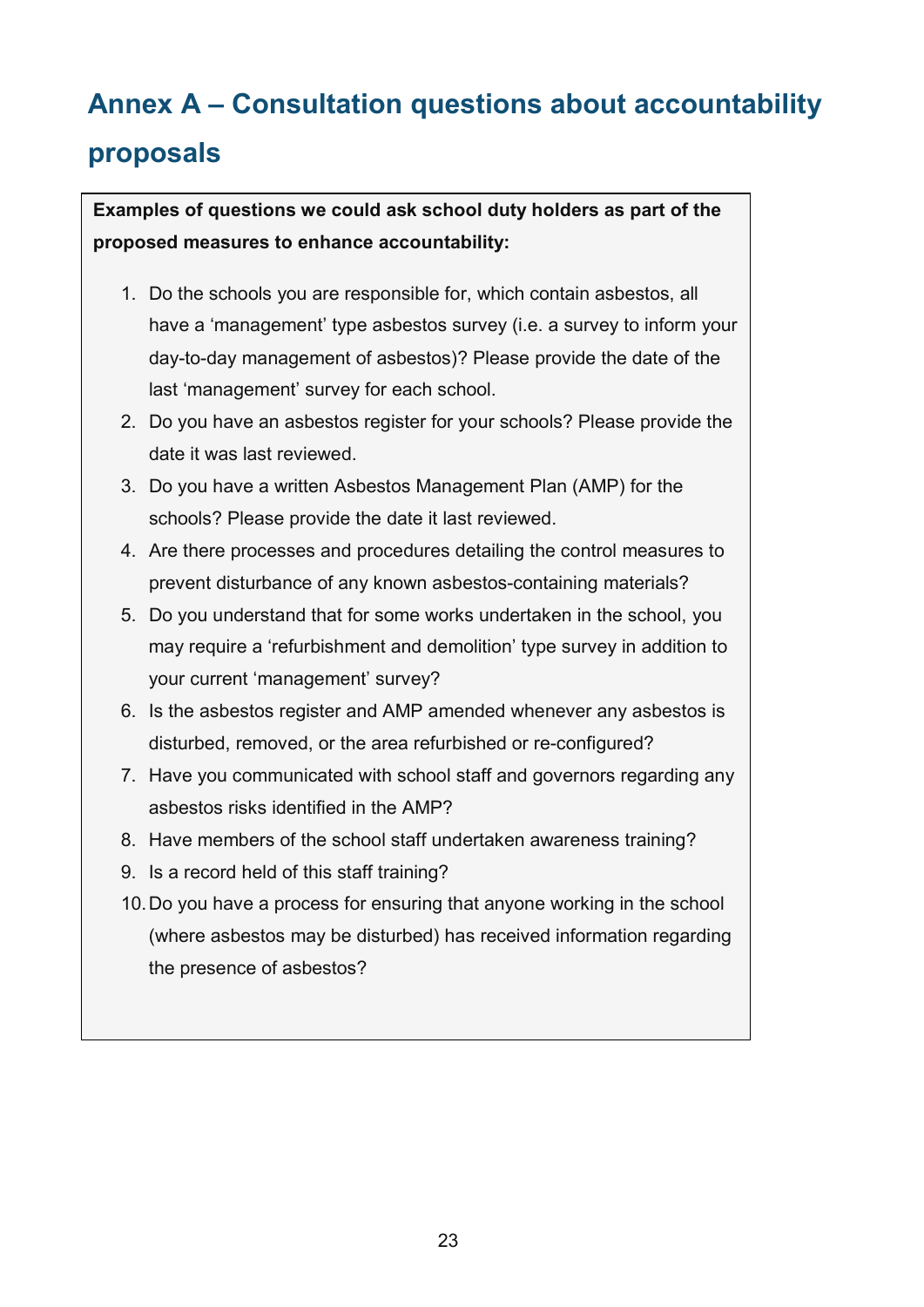## Annex A – Consultation questions about accountability proposals

**Examples of questions we could ask school duty holders as part of the proposed measures to enhance accountability:**

1. Do the schools you are responsible for, which contain asbestos, all have a 'management' type asbestos survey (i.e. a survey to inform your day-to-day management of asbestos)? Please provide the date of the last 'management' survey for each school.
2. Do you have an asbestos register for your schools? Please provide the date it was last reviewed.
3. Do you have a written Asbestos Management Plan (AMP) for the schools? Please provide the date it last reviewed.
4. Are there processes and procedures detailing the control measures to prevent disturbance of any known asbestos-containing materials?
5. Do you understand that for some works undertaken in the school, you may require a 'refurbishment and demolition' type survey in addition to your current 'management' survey?
6. Is the asbestos register and AMP amended whenever any asbestos is disturbed, removed, or the area refurbished or re-configured?
7. Have you communicated with school staff and governors regarding any asbestos risks identified in the AMP?
8. Have members of the school staff undertaken awareness training?
9. Is a record held of this staff training?
10. Do you have a process for ensuring that anyone working in the school (where asbestos may be disturbed) has received information regarding the presence of asbestos?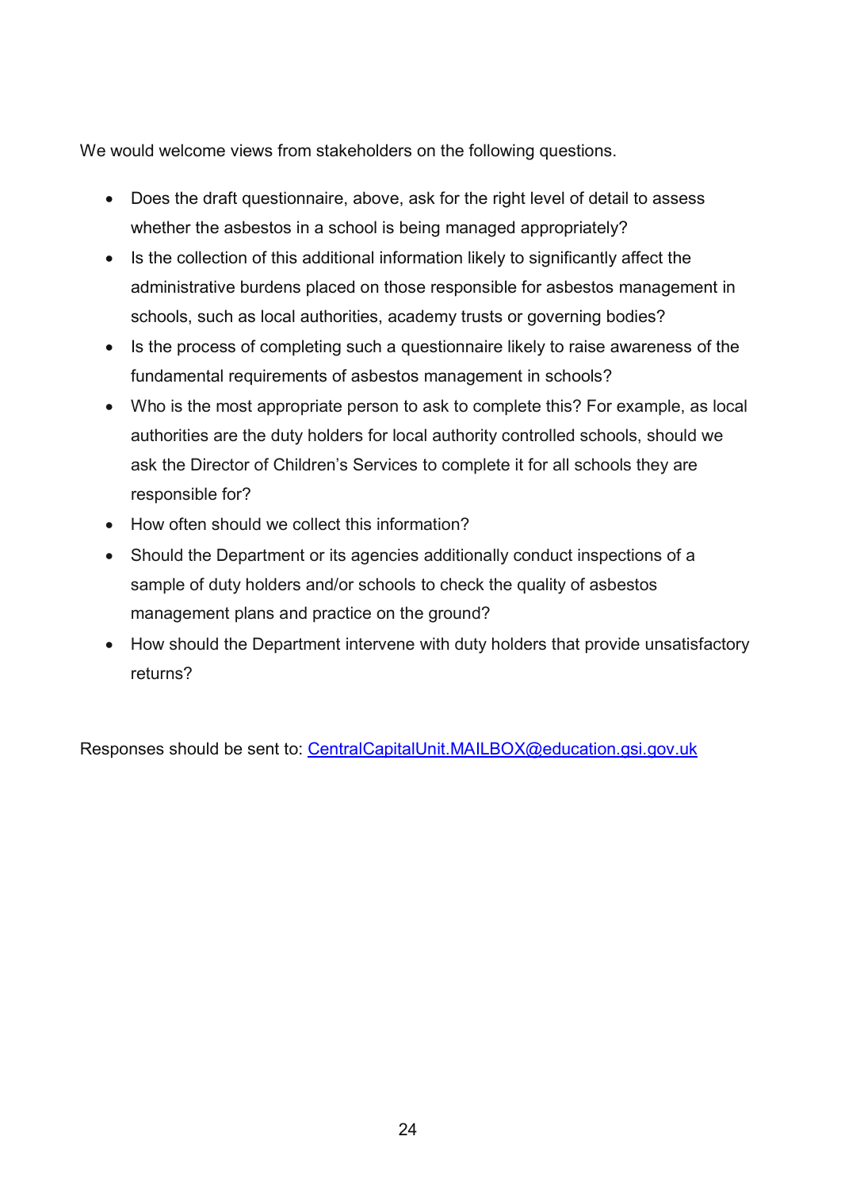We would welcome views from stakeholders on the following questions.

- Does the draft questionnaire, above, ask for the right level of detail to assess whether the asbestos in a school is being managed appropriately?
- Is the collection of this additional information likely to significantly affect the administrative burdens placed on those responsible for asbestos management in schools, such as local authorities, academy trusts or governing bodies?
- Is the process of completing such a questionnaire likely to raise awareness of the fundamental requirements of asbestos management in schools?
- Who is the most appropriate person to ask to complete this? For example, as local authorities are the duty holders for local authority controlled schools, should we ask the Director of Children's Services to complete it for all schools they are responsible for?
- How often should we collect this information?
- Should the Department or its agencies additionally conduct inspections of a sample of duty holders and/or schools to check the quality of asbestos management plans and practice on the ground?
- How should the Department intervene with duty holders that provide unsatisfactory returns?

Responses should be sent to: [CentralCapitalUnit.MAILBOX@education.gsi.gov.uk](mailto:CentralCapitalUnit.MAILBOX@education.gsi.gov.uk)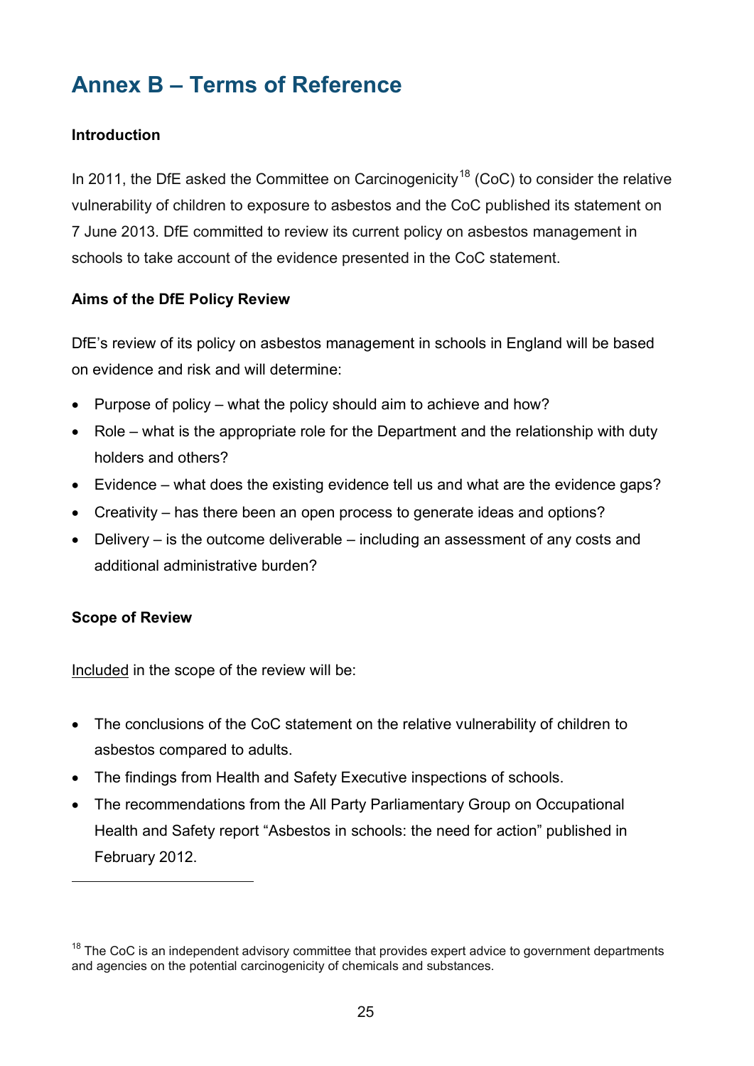# Annex B – Terms of Reference

**Introduction**

In 2011, the DfE asked the Committee on Carcinogenicity[18] (CoC) to consider the relative vulnerability of children to exposure to asbestos and the CoC published its statement on 7 June 2013. DfE committed to review its current policy on asbestos management in schools to take account of the evidence presented in the CoC statement.

**Aims of the DfE Policy Review**

DfE's review of its policy on asbestos management in schools in England will be based on evidence and risk and will determine:

- Purpose of policy – what the policy should aim to achieve and how?
- Role – what is the appropriate role for the Department and the relationship with duty holders and others?
- Evidence – what does the existing evidence tell us and what are the evidence gaps?
- Creativity – has there been an open process to generate ideas and options?
- Delivery – is the outcome deliverable – including an assessment of any costs and additional administrative burden?

**Scope of Review**

<u>Included</u> in the scope of the review will be:

- The conclusions of the CoC statement on the relative vulnerability of children to asbestos compared to adults.
- The findings from Health and Safety Executive inspections of schools.
- The recommendations from the All Party Parliamentary Group on Occupational Health and Safety report "Asbestos in schools: the need for action" published in February 2012.

[18] The CoC is an independent advisory committee that provides expert advice to government departments and agencies on the potential carcinogenicity of chemicals and substances.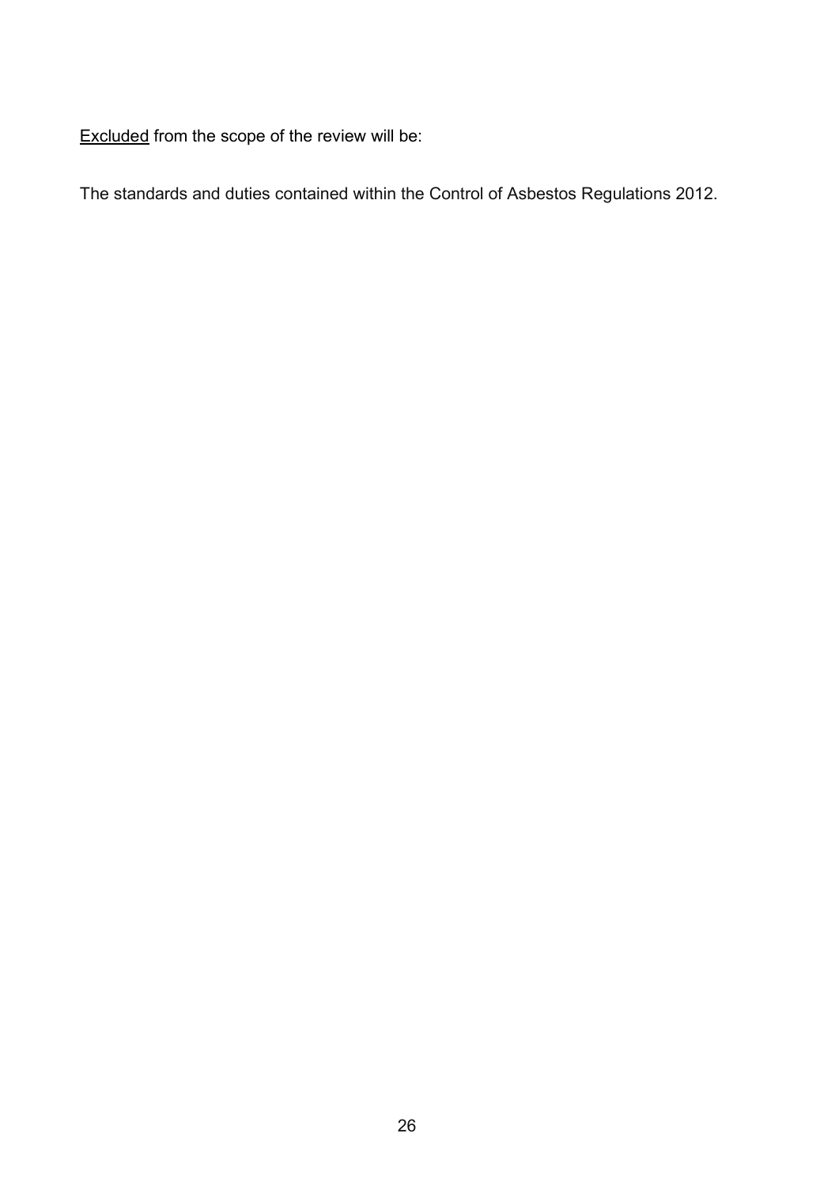<u>Excluded</u> from the scope of the review will be:

The standards and duties contained within the Control of Asbestos Regulations 2012.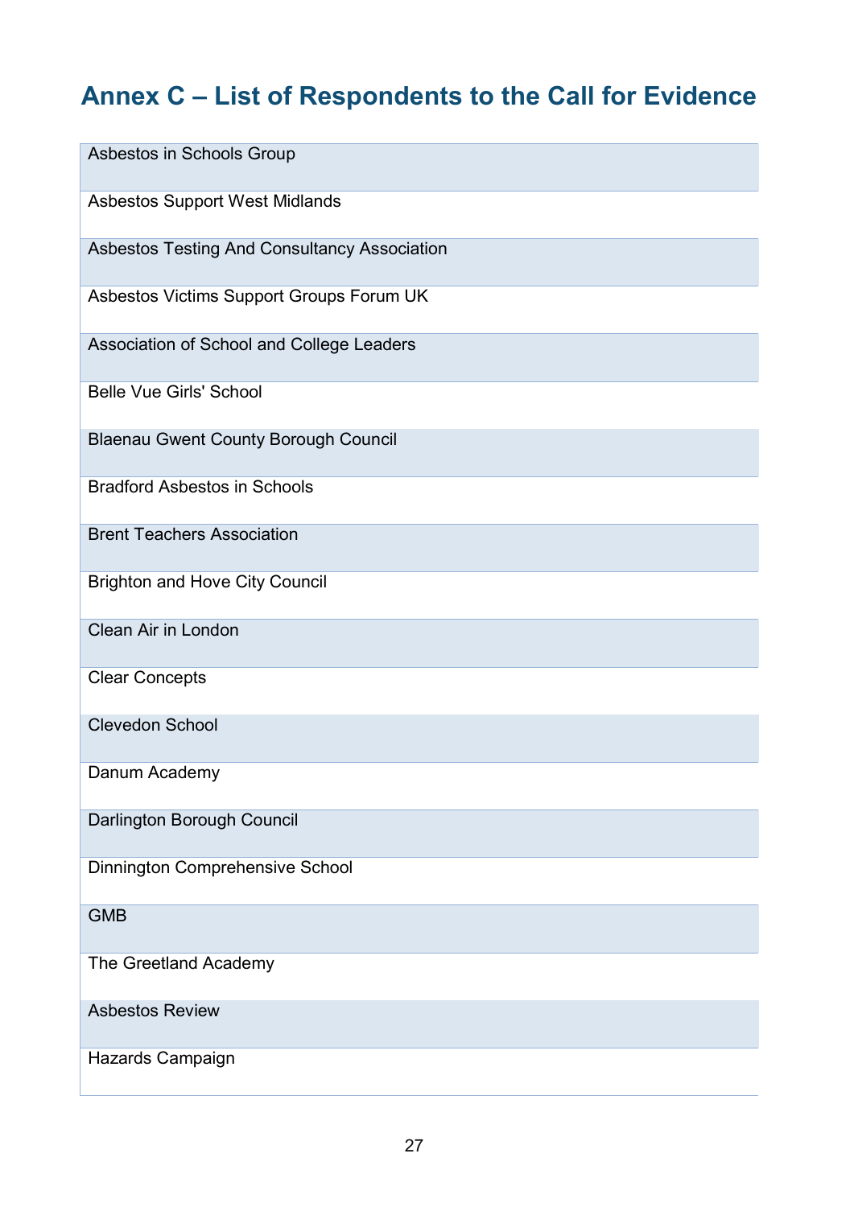## Annex C – List of Respondents to the Call for Evidence

| |
|---|
| Asbestos in Schools Group |
| Asbestos Support West Midlands |
| Asbestos Testing And Consultancy Association |
| Asbestos Victims Support Groups Forum UK |
| Association of School and College Leaders |
| Belle Vue Girls' School |
| Blaenau Gwent County Borough Council |
| Bradford Asbestos in Schools |
| Brent Teachers Association |
| Brighton and Hove City Council |
| Clean Air in London |
| Clear Concepts |
| Clevedon School |
| Danum Academy |
| Darlington Borough Council |
| Dinnington Comprehensive School |
| GMB |
| The Greetland Academy |
| Asbestos Review |
| Hazards Campaign |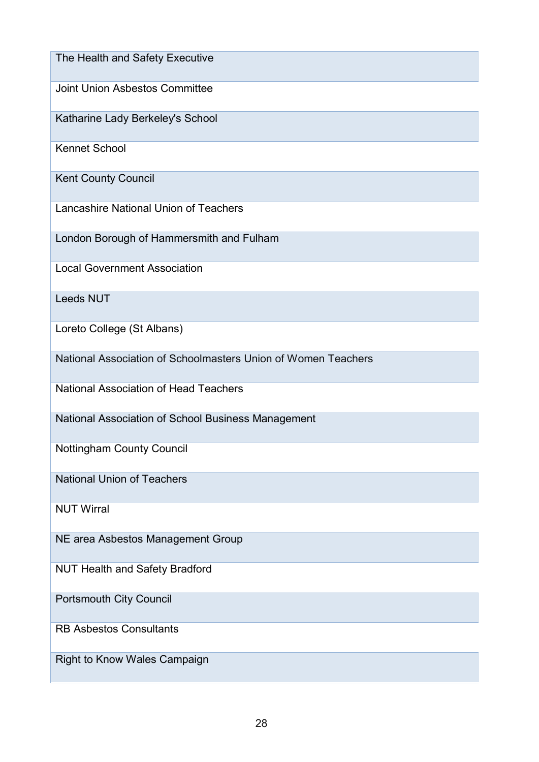| The Health and Safety Executive |
| --- |
| Joint Union Asbestos Committee |
| Katharine Lady Berkeley's School |
| Kennet School |
| Kent County Council |
| Lancashire National Union of Teachers |
| London Borough of Hammersmith and Fulham |
| Local Government Association |
| Leeds NUT |
| Loreto College (St Albans) |
| National Association of Schoolmasters Union of Women Teachers |
| National Association of Head Teachers |
| National Association of School Business Management |
| Nottingham County Council |
| National Union of Teachers |
| NUT Wirral |
| NE area Asbestos Management Group |
| NUT Health and Safety Bradford |
| Portsmouth City Council |
| RB Asbestos Consultants |
| Right to Know Wales Campaign |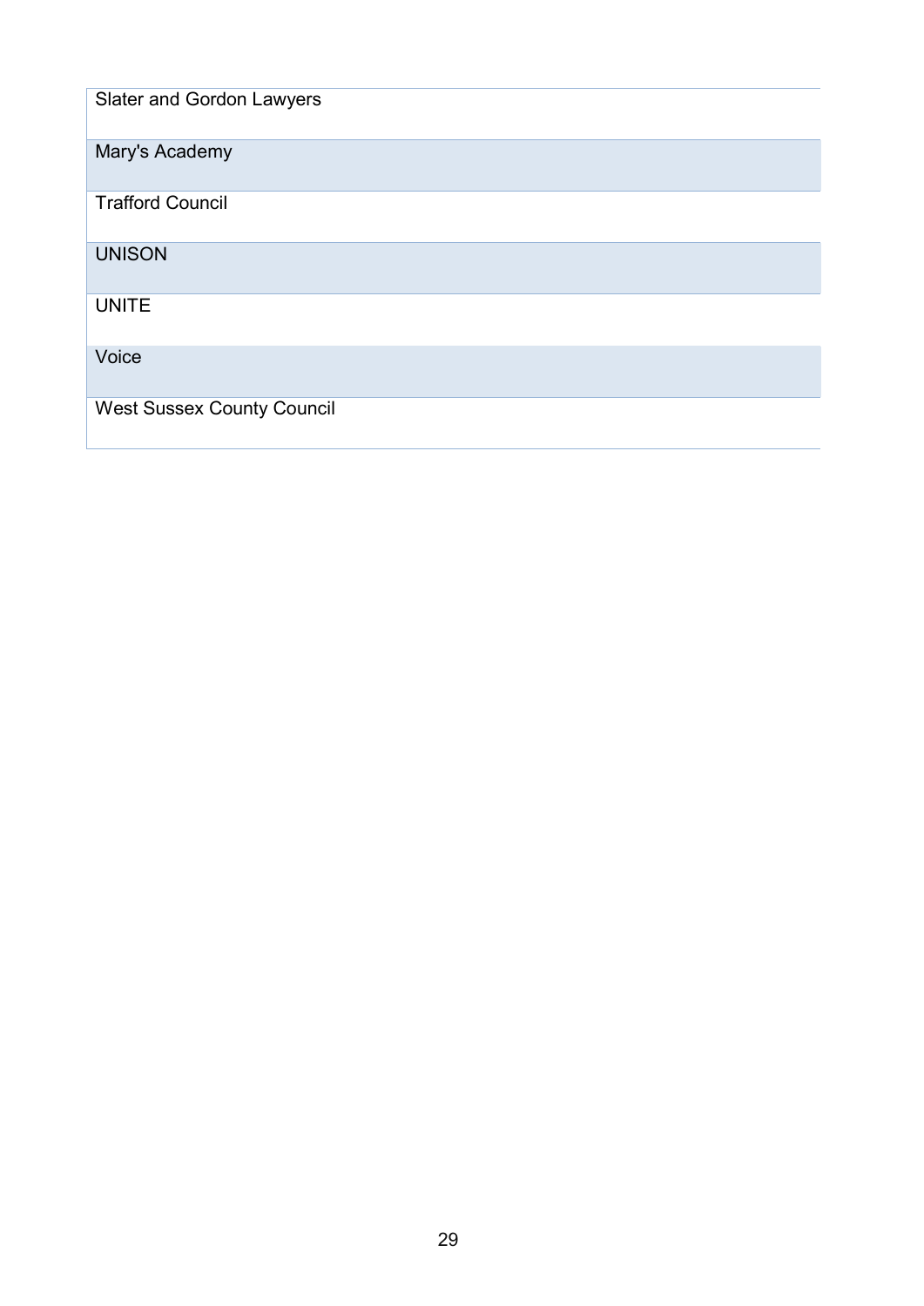| Slater and Gordon Lawyers |
| --- |
| Mary's Academy |
| Trafford Council |
| UNISON |
| UNITE |
| Voice |
| West Sussex County Council |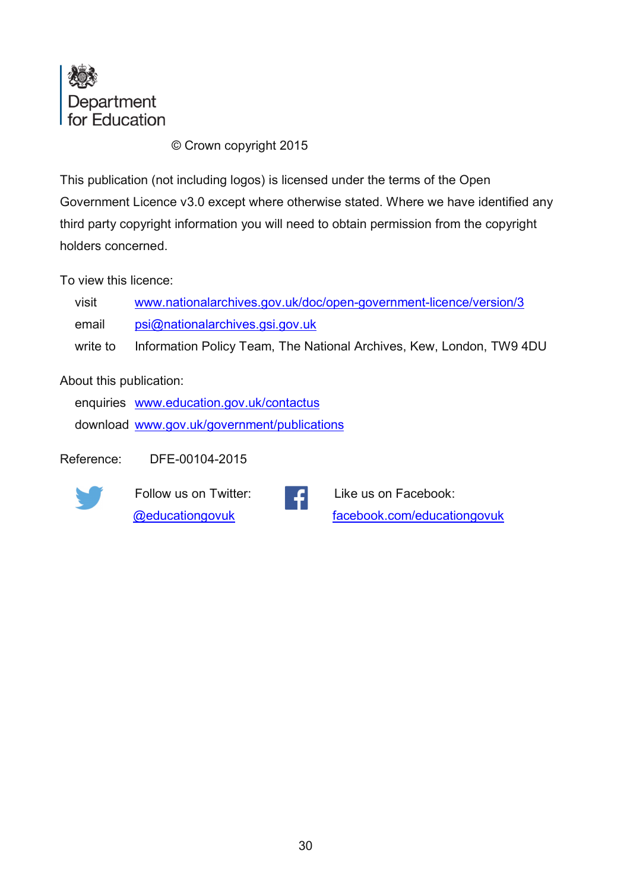Department
for Education

© Crown copyright 2015

This publication (not including logos) is licensed under the terms of the Open Government Licence v3.0 except where otherwise stated. Where we have identified any third party copyright information you will need to obtain permission from the copyright holders concerned.

To view this licence:

| | |
|---|---|
| visit | www.nationalarchives.gov.uk/doc/open-government-licence/version/3 |
| email | psi@nationalarchives.gsi.gov.uk |
| write to | Information Policy Team, The National Archives, Kew, London, TW9 4DU |

About this publication:

| | |
|---|---|
| enquiries | www.education.gov.uk/contactus |
| download | www.gov.uk/government/publications |

Reference: DFE-00104-2015

Follow us on Twitter:
@educationgovuk

Like us on Facebook:
facebook.com/educationgovuk